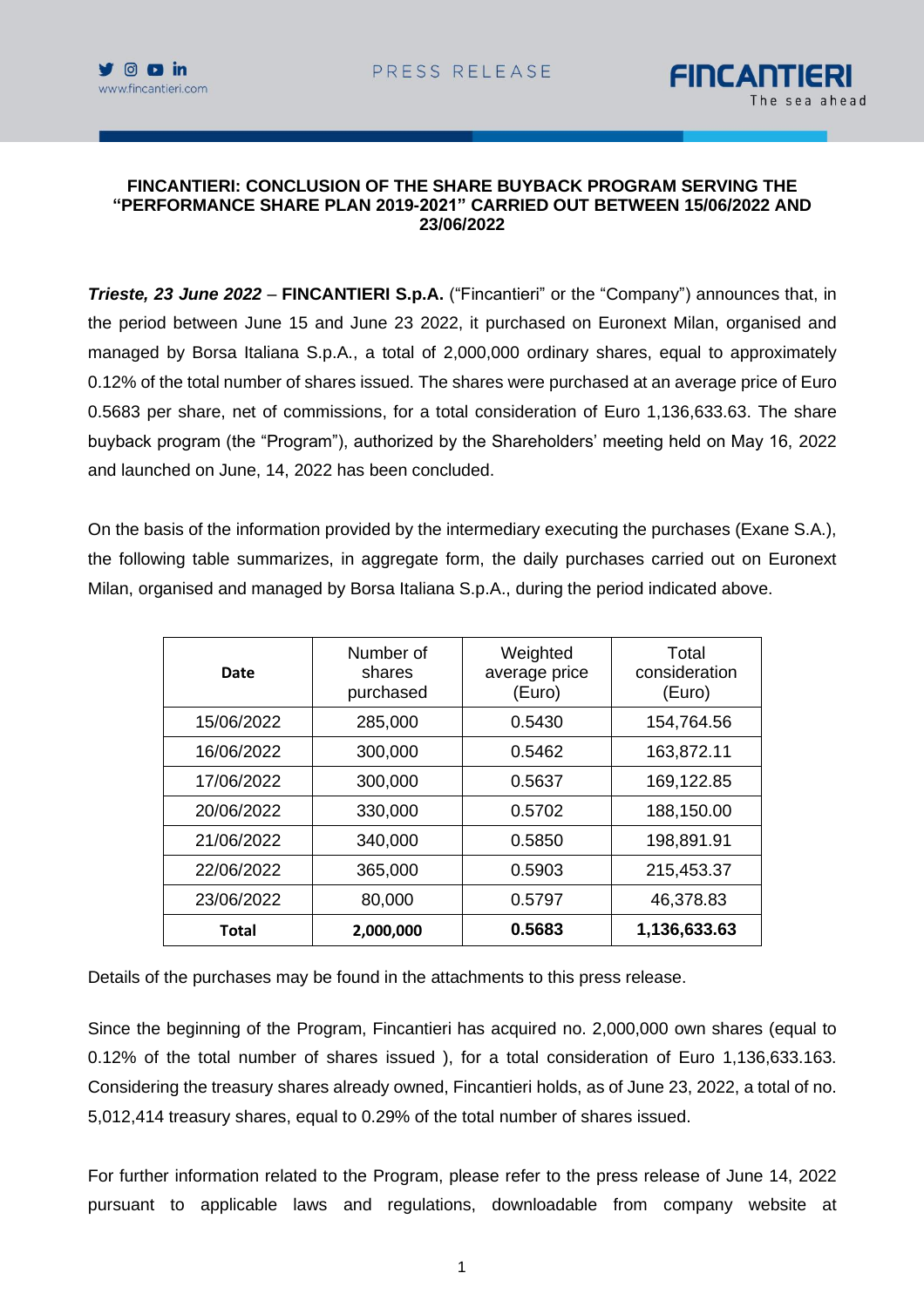**FINCANTIERI: CONCLUSION OF THE SHARE BUYBACK PROGRAM SERVING THE "PERFORMANCE SHARE PLAN 2019-2021" CARRIED OUT BETWEEN 15/06/2022 AND 23/06/2022**

***Trieste, 23 June 2022*** – **FINCANTIERI S.p.A.** ("Fincantieri" or the "Company") announces that, in the period between June 15 and June 23 2022, it purchased on Euronext Milan, organised and managed by Borsa Italiana S.p.A., a total of 2,000,000 ordinary shares, equal to approximately 0.12% of the total number of shares issued. The shares were purchased at an average price of Euro 0.5683 per share, net of commissions, for a total consideration of Euro 1,136,633.63. The share buyback program (the "Program"), authorized by the Shareholders' meeting held on May 16, 2022 and launched on June, 14, 2022 has been concluded.

On the basis of the information provided by the intermediary executing the purchases (Exane S.A.), the following table summarizes, in aggregate form, the daily purchases carried out on Euronext Milan, organised and managed by Borsa Italiana S.p.A., during the period indicated above.

| Date | Number of shares purchased | Weighted average price (Euro) | Total consideration (Euro) |
|---|---|---|---|
| 15/06/2022 | 285,000 | 0.5430 | 154,764.56 |
| 16/06/2022 | 300,000 | 0.5462 | 163,872.11 |
| 17/06/2022 | 300,000 | 0.5637 | 169,122.85 |
| 20/06/2022 | 330,000 | 0.5702 | 188,150.00 |
| 21/06/2022 | 340,000 | 0.5850 | 198,891.91 |
| 22/06/2022 | 365,000 | 0.5903 | 215,453.37 |
| 23/06/2022 | 80,000 | 0.5797 | 46,378.83 |
| **Total** | **2,000,000** | **0.5683** | **1,136,633.63** |

Details of the purchases may be found in the attachments to this press release.

Since the beginning of the Program, Fincantieri has acquired no. 2,000,000 own shares (equal to 0.12% of the total number of shares issued ), for a total consideration of Euro 1,136,633.163. Considering the treasury shares already owned, Fincantieri holds, as of June 23, 2022, a total of no. 5,012,414 treasury shares, equal to 0.29% of the total number of shares issued.

For further information related to the Program, please refer to the press release of June 14, 2022 pursuant to applicable laws and regulations, downloadable from company website at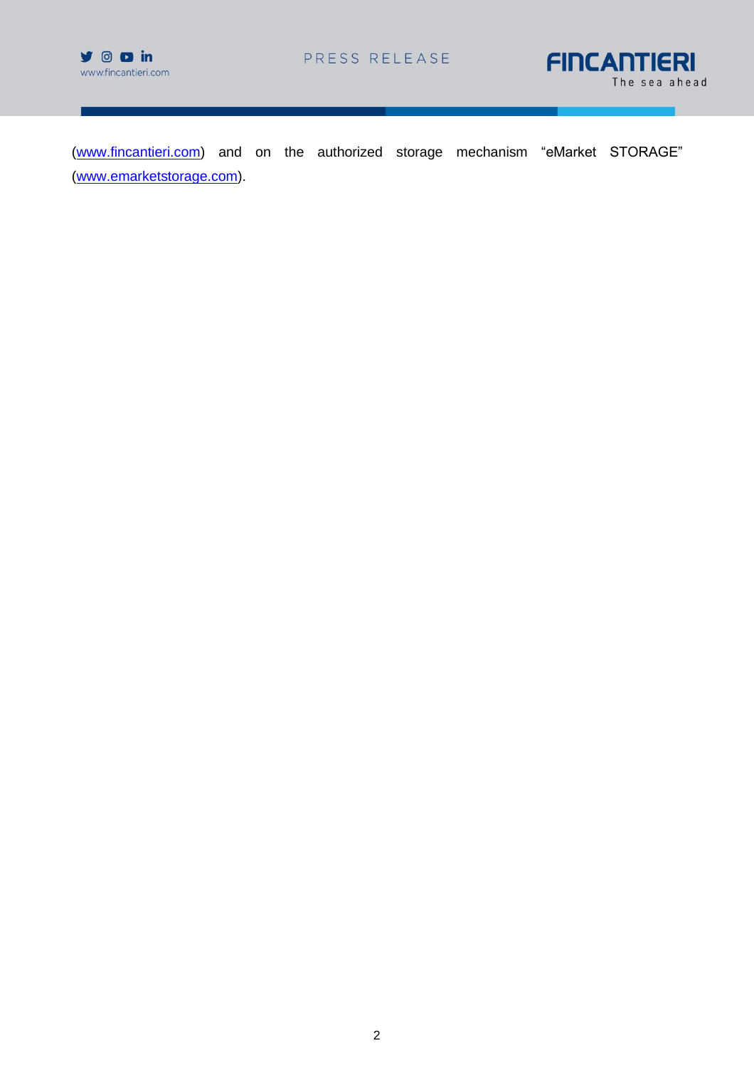(www.fincantieri.com) and on the authorized storage mechanism “eMarket STORAGE” (www.emarketstorage.com).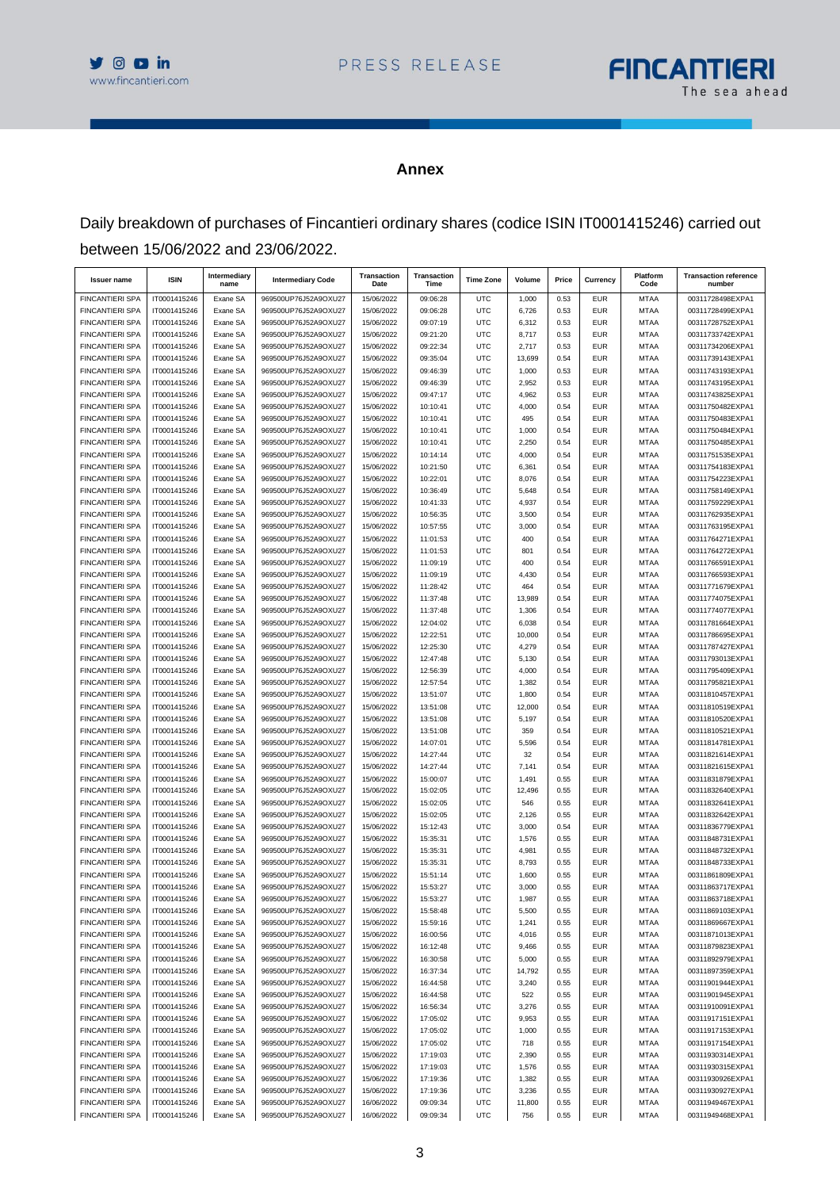## Annex

Daily breakdown of purchases of Fincantieri ordinary shares (codice ISIN IT0001415246) carried out between 15/06/2022 and 23/06/2022.

| Issuer name | ISIN | Intermediary name | Intermediary Code | Transaction Date | Transaction Time | Time Zone | Volume | Price | Currency | Platform Code | Transaction reference number |
|---|---|---|---|---|---|---|---|---|---|---|---|
| FINCANTIERI SPA | IT0001415246 | Exane SA | 969500UP76J52A9OXU27 | 15/06/2022 | 09:06:28 | UTC | 1,000 | 0.53 | EUR | MTAA | 00311728498EXPA1 |
| FINCANTIERI SPA | IT0001415246 | Exane SA | 969500UP76J52A9OXU27 | 15/06/2022 | 09:06:28 | UTC | 6,726 | 0.53 | EUR | MTAA | 00311728499EXPA1 |
| FINCANTIERI SPA | IT0001415246 | Exane SA | 969500UP76J52A9OXU27 | 15/06/2022 | 09:07:19 | UTC | 6,312 | 0.53 | EUR | MTAA | 00311728752EXPA1 |
| FINCANTIERI SPA | IT0001415246 | Exane SA | 969500UP76J52A9OXU27 | 15/06/2022 | 09:21:20 | UTC | 8,717 | 0.53 | EUR | MTAA | 00311733742EXPA1 |
| FINCANTIERI SPA | IT0001415246 | Exane SA | 969500UP76J52A9OXU27 | 15/06/2022 | 09:22:34 | UTC | 2,717 | 0.53 | EUR | MTAA | 00311734206EXPA1 |
| FINCANTIERI SPA | IT0001415246 | Exane SA | 969500UP76J52A9OXU27 | 15/06/2022 | 09:35:04 | UTC | 13,699 | 0.54 | EUR | MTAA | 00311739143EXPA1 |
| FINCANTIERI SPA | IT0001415246 | Exane SA | 969500UP76J52A9OXU27 | 15/06/2022 | 09:46:39 | UTC | 1,000 | 0.53 | EUR | MTAA | 00311743193EXPA1 |
| FINCANTIERI SPA | IT0001415246 | Exane SA | 969500UP76J52A9OXU27 | 15/06/2022 | 09:46:39 | UTC | 2,952 | 0.53 | EUR | MTAA | 00311743195EXPA1 |
| FINCANTIERI SPA | IT0001415246 | Exane SA | 969500UP76J52A9OXU27 | 15/06/2022 | 09:47:17 | UTC | 4,962 | 0.53 | EUR | MTAA | 00311743825EXPA1 |
| FINCANTIERI SPA | IT0001415246 | Exane SA | 969500UP76J52A9OXU27 | 15/06/2022 | 10:10:41 | UTC | 4,000 | 0.54 | EUR | MTAA | 00311750482EXPA1 |
| FINCANTIERI SPA | IT0001415246 | Exane SA | 969500UP76J52A9OXU27 | 15/06/2022 | 10:10:41 | UTC | 495 | 0.54 | EUR | MTAA | 00311750483EXPA1 |
| FINCANTIERI SPA | IT0001415246 | Exane SA | 969500UP76J52A9OXU27 | 15/06/2022 | 10:10:41 | UTC | 1,000 | 0.54 | EUR | MTAA | 00311750484EXPA1 |
| FINCANTIERI SPA | IT0001415246 | Exane SA | 969500UP76J52A9OXU27 | 15/06/2022 | 10:10:41 | UTC | 2,250 | 0.54 | EUR | MTAA | 00311750485EXPA1 |
| FINCANTIERI SPA | IT0001415246 | Exane SA | 969500UP76J52A9OXU27 | 15/06/2022 | 10:14:14 | UTC | 4,000 | 0.54 | EUR | MTAA | 00311751535EXPA1 |
| FINCANTIERI SPA | IT0001415246 | Exane SA | 969500UP76J52A9OXU27 | 15/06/2022 | 10:21:50 | UTC | 6,361 | 0.54 | EUR | MTAA | 00311754183EXPA1 |
| FINCANTIERI SPA | IT0001415246 | Exane SA | 969500UP76J52A9OXU27 | 15/06/2022 | 10:22:01 | UTC | 8,076 | 0.54 | EUR | MTAA | 00311754223EXPA1 |
| FINCANTIERI SPA | IT0001415246 | Exane SA | 969500UP76J52A9OXU27 | 15/06/2022 | 10:36:49 | UTC | 5,648 | 0.54 | EUR | MTAA | 00311758149EXPA1 |
| FINCANTIERI SPA | IT0001415246 | Exane SA | 969500UP76J52A9OXU27 | 15/06/2022 | 10:41:33 | UTC | 4,937 | 0.54 | EUR | MTAA | 00311759229EXPA1 |
| FINCANTIERI SPA | IT0001415246 | Exane SA | 969500UP76J52A9OXU27 | 15/06/2022 | 10:56:35 | UTC | 3,500 | 0.54 | EUR | MTAA | 00311762935EXPA1 |
| FINCANTIERI SPA | IT0001415246 | Exane SA | 969500UP76J52A9OXU27 | 15/06/2022 | 10:57:55 | UTC | 3,000 | 0.54 | EUR | MTAA | 00311763195EXPA1 |
| FINCANTIERI SPA | IT0001415246 | Exane SA | 969500UP76J52A9OXU27 | 15/06/2022 | 11:01:53 | UTC | 400 | 0.54 | EUR | MTAA | 00311764271EXPA1 |
| FINCANTIERI SPA | IT0001415246 | Exane SA | 969500UP76J52A9OXU27 | 15/06/2022 | 11:01:53 | UTC | 801 | 0.54 | EUR | MTAA | 00311764272EXPA1 |
| FINCANTIERI SPA | IT0001415246 | Exane SA | 969500UP76J52A9OXU27 | 15/06/2022 | 11:09:19 | UTC | 400 | 0.54 | EUR | MTAA | 00311766591EXPA1 |
| FINCANTIERI SPA | IT0001415246 | Exane SA | 969500UP76J52A9OXU27 | 15/06/2022 | 11:09:19 | UTC | 4,430 | 0.54 | EUR | MTAA | 00311766593EXPA1 |
| FINCANTIERI SPA | IT0001415246 | Exane SA | 969500UP76J52A9OXU27 | 15/06/2022 | 11:28:42 | UTC | 464 | 0.54 | EUR | MTAA | 00311771679EXPA1 |
| FINCANTIERI SPA | IT0001415246 | Exane SA | 969500UP76J52A9OXU27 | 15/06/2022 | 11:37:48 | UTC | 13,989 | 0.54 | EUR | MTAA | 00311774075EXPA1 |
| FINCANTIERI SPA | IT0001415246 | Exane SA | 969500UP76J52A9OXU27 | 15/06/2022 | 11:37:48 | UTC | 1,306 | 0.54 | EUR | MTAA | 00311774077EXPA1 |
| FINCANTIERI SPA | IT0001415246 | Exane SA | 969500UP76J52A9OXU27 | 15/06/2022 | 12:04:02 | UTC | 6,038 | 0.54 | EUR | MTAA | 00311781664EXPA1 |
| FINCANTIERI SPA | IT0001415246 | Exane SA | 969500UP76J52A9OXU27 | 15/06/2022 | 12:22:51 | UTC | 10,000 | 0.54 | EUR | MTAA | 00311786695EXPA1 |
| FINCANTIERI SPA | IT0001415246 | Exane SA | 969500UP76J52A9OXU27 | 15/06/2022 | 12:25:30 | UTC | 4,279 | 0.54 | EUR | MTAA | 00311787427EXPA1 |
| FINCANTIERI SPA | IT0001415246 | Exane SA | 969500UP76J52A9OXU27 | 15/06/2022 | 12:47:48 | UTC | 5,130 | 0.54 | EUR | MTAA | 00311793013EXPA1 |
| FINCANTIERI SPA | IT0001415246 | Exane SA | 969500UP76J52A9OXU27 | 15/06/2022 | 12:56:39 | UTC | 4,000 | 0.54 | EUR | MTAA | 00311795409EXPA1 |
| FINCANTIERI SPA | IT0001415246 | Exane SA | 969500UP76J52A9OXU27 | 15/06/2022 | 12:57:54 | UTC | 1,382 | 0.54 | EUR | MTAA | 00311795821EXPA1 |
| FINCANTIERI SPA | IT0001415246 | Exane SA | 969500UP76J52A9OXU27 | 15/06/2022 | 13:51:07 | UTC | 1,800 | 0.54 | EUR | MTAA | 00311810457EXPA1 |
| FINCANTIERI SPA | IT0001415246 | Exane SA | 969500UP76J52A9OXU27 | 15/06/2022 | 13:51:08 | UTC | 12,000 | 0.54 | EUR | MTAA | 00311810519EXPA1 |
| FINCANTIERI SPA | IT0001415246 | Exane SA | 969500UP76J52A9OXU27 | 15/06/2022 | 13:51:08 | UTC | 5,197 | 0.54 | EUR | MTAA | 00311810520EXPA1 |
| FINCANTIERI SPA | IT0001415246 | Exane SA | 969500UP76J52A9OXU27 | 15/06/2022 | 13:51:08 | UTC | 359 | 0.54 | EUR | MTAA | 00311810521EXPA1 |
| FINCANTIERI SPA | IT0001415246 | Exane SA | 969500UP76J52A9OXU27 | 15/06/2022 | 14:07:01 | UTC | 5,596 | 0.54 | EUR | MTAA | 00311814781EXPA1 |
| FINCANTIERI SPA | IT0001415246 | Exane SA | 969500UP76J52A9OXU27 | 15/06/2022 | 14:27:44 | UTC | 32 | 0.54 | EUR | MTAA | 00311821614EXPA1 |
| FINCANTIERI SPA | IT0001415246 | Exane SA | 969500UP76J52A9OXU27 | 15/06/2022 | 14:27:44 | UTC | 7,141 | 0.54 | EUR | MTAA | 00311821615EXPA1 |
| FINCANTIERI SPA | IT0001415246 | Exane SA | 969500UP76J52A9OXU27 | 15/06/2022 | 15:00:07 | UTC | 1,491 | 0.55 | EUR | MTAA | 00311831879EXPA1 |
| FINCANTIERI SPA | IT0001415246 | Exane SA | 969500UP76J52A9OXU27 | 15/06/2022 | 15:02:05 | UTC | 12,496 | 0.55 | EUR | MTAA | 00311832640EXPA1 |
| FINCANTIERI SPA | IT0001415246 | Exane SA | 969500UP76J52A9OXU27 | 15/06/2022 | 15:02:05 | UTC | 546 | 0.55 | EUR | MTAA | 00311832641EXPA1 |
| FINCANTIERI SPA | IT0001415246 | Exane SA | 969500UP76J52A9OXU27 | 15/06/2022 | 15:02:05 | UTC | 2,126 | 0.55 | EUR | MTAA | 00311832642EXPA1 |
| FINCANTIERI SPA | IT0001415246 | Exane SA | 969500UP76J52A9OXU27 | 15/06/2022 | 15:12:43 | UTC | 3,000 | 0.54 | EUR | MTAA | 00311836779EXPA1 |
| FINCANTIERI SPA | IT0001415246 | Exane SA | 969500UP76J52A9OXU27 | 15/06/2022 | 15:35:31 | UTC | 1,576 | 0.55 | EUR | MTAA | 00311848731EXPA1 |
| FINCANTIERI SPA | IT0001415246 | Exane SA | 969500UP76J52A9OXU27 | 15/06/2022 | 15:35:31 | UTC | 4,981 | 0.55 | EUR | MTAA | 00311848732EXPA1 |
| FINCANTIERI SPA | IT0001415246 | Exane SA | 969500UP76J52A9OXU27 | 15/06/2022 | 15:35:31 | UTC | 8,793 | 0.55 | EUR | MTAA | 00311848733EXPA1 |
| FINCANTIERI SPA | IT0001415246 | Exane SA | 969500UP76J52A9OXU27 | 15/06/2022 | 15:51:14 | UTC | 1,600 | 0.55 | EUR | MTAA | 00311861809EXPA1 |
| FINCANTIERI SPA | IT0001415246 | Exane SA | 969500UP76J52A9OXU27 | 15/06/2022 | 15:53:27 | UTC | 3,000 | 0.55 | EUR | MTAA | 00311863717EXPA1 |
| FINCANTIERI SPA | IT0001415246 | Exane SA | 969500UP76J52A9OXU27 | 15/06/2022 | 15:53:27 | UTC | 1,987 | 0.55 | EUR | MTAA | 00311863718EXPA1 |
| FINCANTIERI SPA | IT0001415246 | Exane SA | 969500UP76J52A9OXU27 | 15/06/2022 | 15:58:48 | UTC | 5,500 | 0.55 | EUR | MTAA | 00311869103EXPA1 |
| FINCANTIERI SPA | IT0001415246 | Exane SA | 969500UP76J52A9OXU27 | 15/06/2022 | 15:59:16 | UTC | 1,241 | 0.55 | EUR | MTAA | 00311869667EXPA1 |
| FINCANTIERI SPA | IT0001415246 | Exane SA | 969500UP76J52A9OXU27 | 15/06/2022 | 16:00:56 | UTC | 4,016 | 0.55 | EUR | MTAA | 00311871013EXPA1 |
| FINCANTIERI SPA | IT0001415246 | Exane SA | 969500UP76J52A9OXU27 | 15/06/2022 | 16:12:48 | UTC | 9,466 | 0.55 | EUR | MTAA | 00311879823EXPA1 |
| FINCANTIERI SPA | IT0001415246 | Exane SA | 969500UP76J52A9OXU27 | 15/06/2022 | 16:30:58 | UTC | 5,000 | 0.55 | EUR | MTAA | 00311892979EXPA1 |
| FINCANTIERI SPA | IT0001415246 | Exane SA | 969500UP76J52A9OXU27 | 15/06/2022 | 16:37:34 | UTC | 14,792 | 0.55 | EUR | MTAA | 00311897359EXPA1 |
| FINCANTIERI SPA | IT0001415246 | Exane SA | 969500UP76J52A9OXU27 | 15/06/2022 | 16:44:58 | UTC | 3,240 | 0.55 | EUR | MTAA | 00311901944EXPA1 |
| FINCANTIERI SPA | IT0001415246 | Exane SA | 969500UP76J52A9OXU27 | 15/06/2022 | 16:44:58 | UTC | 522 | 0.55 | EUR | MTAA | 00311901945EXPA1 |
| FINCANTIERI SPA | IT0001415246 | Exane SA | 969500UP76J52A9OXU27 | 15/06/2022 | 16:56:34 | UTC | 3,276 | 0.55 | EUR | MTAA | 00311910091EXPA1 |
| FINCANTIERI SPA | IT0001415246 | Exane SA | 969500UP76J52A9OXU27 | 15/06/2022 | 17:05:02 | UTC | 9,953 | 0.55 | EUR | MTAA | 00311917151EXPA1 |
| FINCANTIERI SPA | IT0001415246 | Exane SA | 969500UP76J52A9OXU27 | 15/06/2022 | 17:05:02 | UTC | 1,000 | 0.55 | EUR | MTAA | 00311917153EXPA1 |
| FINCANTIERI SPA | IT0001415246 | Exane SA | 969500UP76J52A9OXU27 | 15/06/2022 | 17:05:02 | UTC | 718 | 0.55 | EUR | MTAA | 00311917154EXPA1 |
| FINCANTIERI SPA | IT0001415246 | Exane SA | 969500UP76J52A9OXU27 | 15/06/2022 | 17:19:03 | UTC | 2,390 | 0.55 | EUR | MTAA | 00311930314EXPA1 |
| FINCANTIERI SPA | IT0001415246 | Exane SA | 969500UP76J52A9OXU27 | 15/06/2022 | 17:19:03 | UTC | 1,576 | 0.55 | EUR | MTAA | 00311930315EXPA1 |
| FINCANTIERI SPA | IT0001415246 | Exane SA | 969500UP76J52A9OXU27 | 15/06/2022 | 17:19:36 | UTC | 1,382 | 0.55 | EUR | MTAA | 00311930926EXPA1 |
| FINCANTIERI SPA | IT0001415246 | Exane SA | 969500UP76J52A9OXU27 | 15/06/2022 | 17:19:36 | UTC | 3,236 | 0.55 | EUR | MTAA | 00311930927EXPA1 |
| FINCANTIERI SPA | IT0001415246 | Exane SA | 969500UP76J52A9OXU27 | 16/06/2022 | 09:09:34 | UTC | 11,800 | 0.55 | EUR | MTAA | 00311949467EXPA1 |
| FINCANTIERI SPA | IT0001415246 | Exane SA | 969500UP76J52A9OXU27 | 16/06/2022 | 09:09:34 | UTC | 756 | 0.55 | EUR | MTAA | 00311949468EXPA1 |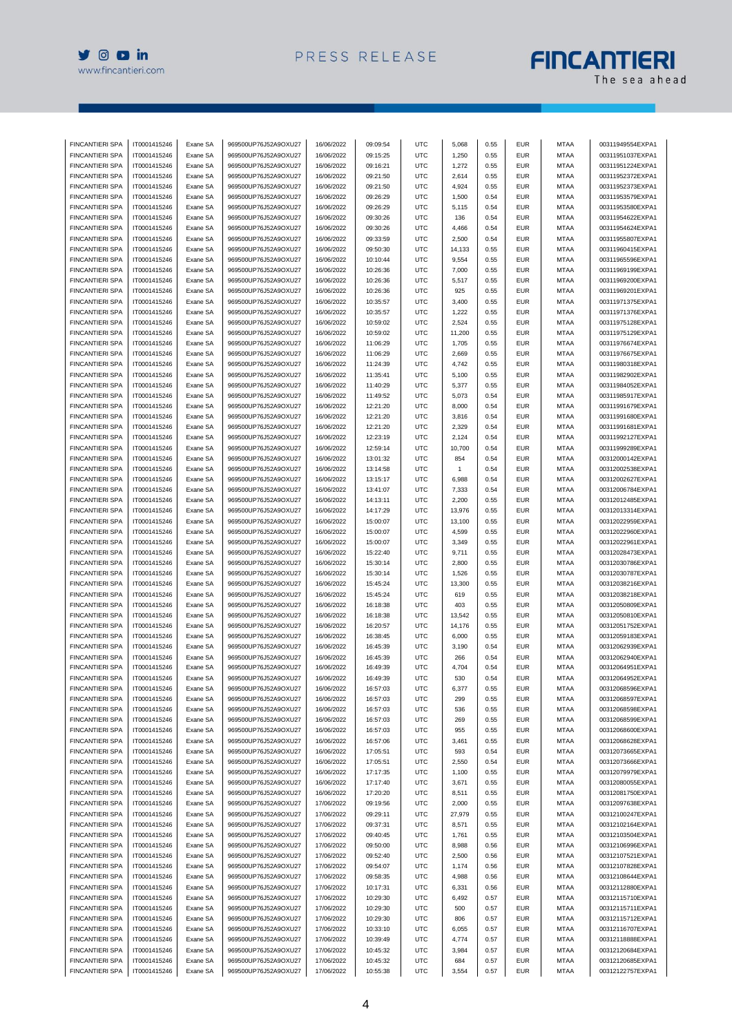| | | | | | | | | | | | |
|---|---|---|---|---|---|---|---|---|---|---|---|
| FINCANTIERI SPA | IT0001415246 | Exane SA | 969500UP76J52A9OXU27 | 16/06/2022 | 09:09:54 | UTC | 5,068 | 0.55 | EUR | MTAA | 00311949554EXPA1 |
| FINCANTIERI SPA | IT0001415246 | Exane SA | 969500UP76J52A9OXU27 | 16/06/2022 | 09:15:25 | UTC | 1,250 | 0.55 | EUR | MTAA | 00311951037EXPA1 |
| FINCANTIERI SPA | IT0001415246 | Exane SA | 969500UP76J52A9OXU27 | 16/06/2022 | 09:16:21 | UTC | 1,272 | 0.55 | EUR | MTAA | 00311951224EXPA1 |
| FINCANTIERI SPA | IT0001415246 | Exane SA | 969500UP76J52A9OXU27 | 16/06/2022 | 09:21:50 | UTC | 2,614 | 0.55 | EUR | MTAA | 00311952372EXPA1 |
| FINCANTIERI SPA | IT0001415246 | Exane SA | 969500UP76J52A9OXU27 | 16/06/2022 | 09:21:50 | UTC | 4,924 | 0.55 | EUR | MTAA | 00311952373EXPA1 |
| FINCANTIERI SPA | IT0001415246 | Exane SA | 969500UP76J52A9OXU27 | 16/06/2022 | 09:26:29 | UTC | 1,500 | 0.54 | EUR | MTAA | 00311953579EXPA1 |
| FINCANTIERI SPA | IT0001415246 | Exane SA | 969500UP76J52A9OXU27 | 16/06/2022 | 09:26:29 | UTC | 5,115 | 0.54 | EUR | MTAA | 00311953580EXPA1 |
| FINCANTIERI SPA | IT0001415246 | Exane SA | 969500UP76J52A9OXU27 | 16/06/2022 | 09:30:26 | UTC | 136 | 0.54 | EUR | MTAA | 00311954622EXPA1 |
| FINCANTIERI SPA | IT0001415246 | Exane SA | 969500UP76J52A9OXU27 | 16/06/2022 | 09:30:26 | UTC | 4,466 | 0.54 | EUR | MTAA | 00311954624EXPA1 |
| FINCANTIERI SPA | IT0001415246 | Exane SA | 969500UP76J52A9OXU27 | 16/06/2022 | 09:33:59 | UTC | 2,500 | 0.54 | EUR | MTAA | 00311955807EXPA1 |
| FINCANTIERI SPA | IT0001415246 | Exane SA | 969500UP76J52A9OXU27 | 16/06/2022 | 09:50:30 | UTC | 14,133 | 0.55 | EUR | MTAA | 00311960415EXPA1 |
| FINCANTIERI SPA | IT0001415246 | Exane SA | 969500UP76J52A9OXU27 | 16/06/2022 | 10:10:44 | UTC | 9,554 | 0.55 | EUR | MTAA | 00311965596EXPA1 |
| FINCANTIERI SPA | IT0001415246 | Exane SA | 969500UP76J52A9OXU27 | 16/06/2022 | 10:26:36 | UTC | 7,000 | 0.55 | EUR | MTAA | 00311969199EXPA1 |
| FINCANTIERI SPA | IT0001415246 | Exane SA | 969500UP76J52A9OXU27 | 16/06/2022 | 10:26:36 | UTC | 5,517 | 0.55 | EUR | MTAA | 00311969200EXPA1 |
| FINCANTIERI SPA | IT0001415246 | Exane SA | 969500UP76J52A9OXU27 | 16/06/2022 | 10:26:36 | UTC | 925 | 0.55 | EUR | MTAA | 00311969201EXPA1 |
| FINCANTIERI SPA | IT0001415246 | Exane SA | 969500UP76J52A9OXU27 | 16/06/2022 | 10:35:57 | UTC | 3,400 | 0.55 | EUR | MTAA | 00311971375EXPA1 |
| FINCANTIERI SPA | IT0001415246 | Exane SA | 969500UP76J52A9OXU27 | 16/06/2022 | 10:35:57 | UTC | 1,222 | 0.55 | EUR | MTAA | 00311971376EXPA1 |
| FINCANTIERI SPA | IT0001415246 | Exane SA | 969500UP76J52A9OXU27 | 16/06/2022 | 10:59:02 | UTC | 2,524 | 0.55 | EUR | MTAA | 00311975128EXPA1 |
| FINCANTIERI SPA | IT0001415246 | Exane SA | 969500UP76J52A9OXU27 | 16/06/2022 | 10:59:02 | UTC | 11,200 | 0.55 | EUR | MTAA | 00311975129EXPA1 |
| FINCANTIERI SPA | IT0001415246 | Exane SA | 969500UP76J52A9OXU27 | 16/06/2022 | 11:06:29 | UTC | 1,705 | 0.55 | EUR | MTAA | 00311976674EXPA1 |
| FINCANTIERI SPA | IT0001415246 | Exane SA | 969500UP76J52A9OXU27 | 16/06/2022 | 11:06:29 | UTC | 2,669 | 0.55 | EUR | MTAA | 00311976675EXPA1 |
| FINCANTIERI SPA | IT0001415246 | Exane SA | 969500UP76J52A9OXU27 | 16/06/2022 | 11:24:39 | UTC | 4,742 | 0.55 | EUR | MTAA | 00311980318EXPA1 |
| FINCANTIERI SPA | IT0001415246 | Exane SA | 969500UP76J52A9OXU27 | 16/06/2022 | 11:35:41 | UTC | 5,100 | 0.55 | EUR | MTAA | 00311982902EXPA1 |
| FINCANTIERI SPA | IT0001415246 | Exane SA | 969500UP76J52A9OXU27 | 16/06/2022 | 11:40:29 | UTC | 5,377 | 0.55 | EUR | MTAA | 00311984052EXPA1 |
| FINCANTIERI SPA | IT0001415246 | Exane SA | 969500UP76J52A9OXU27 | 16/06/2022 | 11:49:52 | UTC | 5,073 | 0.54 | EUR | MTAA | 00311985917EXPA1 |
| FINCANTIERI SPA | IT0001415246 | Exane SA | 969500UP76J52A9OXU27 | 16/06/2022 | 12:21:20 | UTC | 8,000 | 0.54 | EUR | MTAA | 00311991679EXPA1 |
| FINCANTIERI SPA | IT0001415246 | Exane SA | 969500UP76J52A9OXU27 | 16/06/2022 | 12:21:20 | UTC | 3,816 | 0.54 | EUR | MTAA | 00311991680EXPA1 |
| FINCANTIERI SPA | IT0001415246 | Exane SA | 969500UP76J52A9OXU27 | 16/06/2022 | 12:21:20 | UTC | 2,329 | 0.54 | EUR | MTAA | 00311991681EXPA1 |
| FINCANTIERI SPA | IT0001415246 | Exane SA | 969500UP76J52A9OXU27 | 16/06/2022 | 12:23:19 | UTC | 2,124 | 0.54 | EUR | MTAA | 00311992127EXPA1 |
| FINCANTIERI SPA | IT0001415246 | Exane SA | 969500UP76J52A9OXU27 | 16/06/2022 | 12:59:14 | UTC | 10,700 | 0.54 | EUR | MTAA | 00311999289EXPA1 |
| FINCANTIERI SPA | IT0001415246 | Exane SA | 969500UP76J52A9OXU27 | 16/06/2022 | 13:01:32 | UTC | 854 | 0.54 | EUR | MTAA | 00312000142EXPA1 |
| FINCANTIERI SPA | IT0001415246 | Exane SA | 969500UP76J52A9OXU27 | 16/06/2022 | 13:14:58 | UTC | 1 | 0.54 | EUR | MTAA | 00312002538EXPA1 |
| FINCANTIERI SPA | IT0001415246 | Exane SA | 969500UP76J52A9OXU27 | 16/06/2022 | 13:15:17 | UTC | 6,988 | 0.54 | EUR | MTAA | 00312002627EXPA1 |
| FINCANTIERI SPA | IT0001415246 | Exane SA | 969500UP76J52A9OXU27 | 16/06/2022 | 13:41:07 | UTC | 7,333 | 0.54 | EUR | MTAA | 00312006784EXPA1 |
| FINCANTIERI SPA | IT0001415246 | Exane SA | 969500UP76J52A9OXU27 | 16/06/2022 | 14:13:11 | UTC | 2,200 | 0.55 | EUR | MTAA | 00312012485EXPA1 |
| FINCANTIERI SPA | IT0001415246 | Exane SA | 969500UP76J52A9OXU27 | 16/06/2022 | 14:17:29 | UTC | 13,976 | 0.55 | EUR | MTAA | 00312013314EXPA1 |
| FINCANTIERI SPA | IT0001415246 | Exane SA | 969500UP76J52A9OXU27 | 16/06/2022 | 15:00:07 | UTC | 13,100 | 0.55 | EUR | MTAA | 00312022959EXPA1 |
| FINCANTIERI SPA | IT0001415246 | Exane SA | 969500UP76J52A9OXU27 | 16/06/2022 | 15:00:07 | UTC | 4,599 | 0.55 | EUR | MTAA | 00312022960EXPA1 |
| FINCANTIERI SPA | IT0001415246 | Exane SA | 969500UP76J52A9OXU27 | 16/06/2022 | 15:00:07 | UTC | 3,349 | 0.55 | EUR | MTAA | 00312022961EXPA1 |
| FINCANTIERI SPA | IT0001415246 | Exane SA | 969500UP76J52A9OXU27 | 16/06/2022 | 15:22:40 | UTC | 9,711 | 0.55 | EUR | MTAA | 00312028473EXPA1 |
| FINCANTIERI SPA | IT0001415246 | Exane SA | 969500UP76J52A9OXU27 | 16/06/2022 | 15:30:14 | UTC | 2,800 | 0.55 | EUR | MTAA | 00312030786EXPA1 |
| FINCANTIERI SPA | IT0001415246 | Exane SA | 969500UP76J52A9OXU27 | 16/06/2022 | 15:30:14 | UTC | 1,526 | 0.55 | EUR | MTAA | 00312030787EXPA1 |
| FINCANTIERI SPA | IT0001415246 | Exane SA | 969500UP76J52A9OXU27 | 16/06/2022 | 15:45:24 | UTC | 13,300 | 0.55 | EUR | MTAA | 00312038216EXPA1 |
| FINCANTIERI SPA | IT0001415246 | Exane SA | 969500UP76J52A9OXU27 | 16/06/2022 | 15:45:24 | UTC | 619 | 0.55 | EUR | MTAA | 00312038218EXPA1 |
| FINCANTIERI SPA | IT0001415246 | Exane SA | 969500UP76J52A9OXU27 | 16/06/2022 | 16:18:38 | UTC | 403 | 0.55 | EUR | MTAA | 00312050809EXPA1 |
| FINCANTIERI SPA | IT0001415246 | Exane SA | 969500UP76J52A9OXU27 | 16/06/2022 | 16:18:38 | UTC | 13,542 | 0.55 | EUR | MTAA | 00312050810EXPA1 |
| FINCANTIERI SPA | IT0001415246 | Exane SA | 969500UP76J52A9OXU27 | 16/06/2022 | 16:20:57 | UTC | 14,176 | 0.55 | EUR | MTAA | 00312051752EXPA1 |
| FINCANTIERI SPA | IT0001415246 | Exane SA | 969500UP76J52A9OXU27 | 16/06/2022 | 16:38:45 | UTC | 6,000 | 0.55 | EUR | MTAA | 00312059183EXPA1 |
| FINCANTIERI SPA | IT0001415246 | Exane SA | 969500UP76J52A9OXU27 | 16/06/2022 | 16:45:39 | UTC | 3,190 | 0.54 | EUR | MTAA | 00312062939EXPA1 |
| FINCANTIERI SPA | IT0001415246 | Exane SA | 969500UP76J52A9OXU27 | 16/06/2022 | 16:45:39 | UTC | 266 | 0.54 | EUR | MTAA | 00312062940EXPA1 |
| FINCANTIERI SPA | IT0001415246 | Exane SA | 969500UP76J52A9OXU27 | 16/06/2022 | 16:49:39 | UTC | 4,704 | 0.54 | EUR | MTAA | 00312064951EXPA1 |
| FINCANTIERI SPA | IT0001415246 | Exane SA | 969500UP76J52A9OXU27 | 16/06/2022 | 16:49:39 | UTC | 530 | 0.54 | EUR | MTAA | 00312064952EXPA1 |
| FINCANTIERI SPA | IT0001415246 | Exane SA | 969500UP76J52A9OXU27 | 16/06/2022 | 16:57:03 | UTC | 6,377 | 0.55 | EUR | MTAA | 00312068596EXPA1 |
| FINCANTIERI SPA | IT0001415246 | Exane SA | 969500UP76J52A9OXU27 | 16/06/2022 | 16:57:03 | UTC | 299 | 0.55 | EUR | MTAA | 00312068597EXPA1 |
| FINCANTIERI SPA | IT0001415246 | Exane SA | 969500UP76J52A9OXU27 | 16/06/2022 | 16:57:03 | UTC | 536 | 0.55 | EUR | MTAA | 00312068598EXPA1 |
| FINCANTIERI SPA | IT0001415246 | Exane SA | 969500UP76J52A9OXU27 | 16/06/2022 | 16:57:03 | UTC | 269 | 0.55 | EUR | MTAA | 00312068599EXPA1 |
| FINCANTIERI SPA | IT0001415246 | Exane SA | 969500UP76J52A9OXU27 | 16/06/2022 | 16:57:03 | UTC | 955 | 0.55 | EUR | MTAA | 00312068600EXPA1 |
| FINCANTIERI SPA | IT0001415246 | Exane SA | 969500UP76J52A9OXU27 | 16/06/2022 | 16:57:06 | UTC | 3,461 | 0.55 | EUR | MTAA | 00312068628EXPA1 |
| FINCANTIERI SPA | IT0001415246 | Exane SA | 969500UP76J52A9OXU27 | 16/06/2022 | 17:05:51 | UTC | 593 | 0.54 | EUR | MTAA | 00312073665EXPA1 |
| FINCANTIERI SPA | IT0001415246 | Exane SA | 969500UP76J52A9OXU27 | 16/06/2022 | 17:05:51 | UTC | 2,550 | 0.54 | EUR | MTAA | 00312073666EXPA1 |
| FINCANTIERI SPA | IT0001415246 | Exane SA | 969500UP76J52A9OXU27 | 16/06/2022 | 17:17:35 | UTC | 1,100 | 0.55 | EUR | MTAA | 00312079979EXPA1 |
| FINCANTIERI SPA | IT0001415246 | Exane SA | 969500UP76J52A9OXU27 | 16/06/2022 | 17:17:40 | UTC | 3,671 | 0.55 | EUR | MTAA | 00312080055EXPA1 |
| FINCANTIERI SPA | IT0001415246 | Exane SA | 969500UP76J52A9OXU27 | 16/06/2022 | 17:20:20 | UTC | 8,511 | 0.55 | EUR | MTAA | 00312081750EXPA1 |
| FINCANTIERI SPA | IT0001415246 | Exane SA | 969500UP76J52A9OXU27 | 17/06/2022 | 09:19:56 | UTC | 2,000 | 0.55 | EUR | MTAA | 00312097638EXPA1 |
| FINCANTIERI SPA | IT0001415246 | Exane SA | 969500UP76J52A9OXU27 | 17/06/2022 | 09:29:11 | UTC | 27,979 | 0.55 | EUR | MTAA | 00312100247EXPA1 |
| FINCANTIERI SPA | IT0001415246 | Exane SA | 969500UP76J52A9OXU27 | 17/06/2022 | 09:37:31 | UTC | 8,571 | 0.55 | EUR | MTAA | 00312102164EXPA1 |
| FINCANTIERI SPA | IT0001415246 | Exane SA | 969500UP76J52A9OXU27 | 17/06/2022 | 09:40:45 | UTC | 1,761 | 0.55 | EUR | MTAA | 00312103504EXPA1 |
| FINCANTIERI SPA | IT0001415246 | Exane SA | 969500UP76J52A9OXU27 | 17/06/2022 | 09:50:00 | UTC | 8,988 | 0.56 | EUR | MTAA | 00312106996EXPA1 |
| FINCANTIERI SPA | IT0001415246 | Exane SA | 969500UP76J52A9OXU27 | 17/06/2022 | 09:52:40 | UTC | 2,500 | 0.56 | EUR | MTAA | 00312107521EXPA1 |
| FINCANTIERI SPA | IT0001415246 | Exane SA | 969500UP76J52A9OXU27 | 17/06/2022 | 09:54:07 | UTC | 1,174 | 0.56 | EUR | MTAA | 00312107828EXPA1 |
| FINCANTIERI SPA | IT0001415246 | Exane SA | 969500UP76J52A9OXU27 | 17/06/2022 | 09:58:35 | UTC | 4,988 | 0.56 | EUR | MTAA | 00312108644EXPA1 |
| FINCANTIERI SPA | IT0001415246 | Exane SA | 969500UP76J52A9OXU27 | 17/06/2022 | 10:17:31 | UTC | 6,331 | 0.56 | EUR | MTAA | 00312112880EXPA1 |
| FINCANTIERI SPA | IT0001415246 | Exane SA | 969500UP76J52A9OXU27 | 17/06/2022 | 10:29:30 | UTC | 6,492 | 0.57 | EUR | MTAA | 00312115710EXPA1 |
| FINCANTIERI SPA | IT0001415246 | Exane SA | 969500UP76J52A9OXU27 | 17/06/2022 | 10:29:30 | UTC | 500 | 0.57 | EUR | MTAA | 00312115711EXPA1 |
| FINCANTIERI SPA | IT0001415246 | Exane SA | 969500UP76J52A9OXU27 | 17/06/2022 | 10:29:30 | UTC | 806 | 0.57 | EUR | MTAA | 00312115712EXPA1 |
| FINCANTIERI SPA | IT0001415246 | Exane SA | 969500UP76J52A9OXU27 | 17/06/2022 | 10:33:10 | UTC | 6,055 | 0.57 | EUR | MTAA | 00312116707EXPA1 |
| FINCANTIERI SPA | IT0001415246 | Exane SA | 969500UP76J52A9OXU27 | 17/06/2022 | 10:39:49 | UTC | 4,774 | 0.57 | EUR | MTAA | 00312118888EXPA1 |
| FINCANTIERI SPA | IT0001415246 | Exane SA | 969500UP76J52A9OXU27 | 17/06/2022 | 10:45:32 | UTC | 3,984 | 0.57 | EUR | MTAA | 00312120684EXPA1 |
| FINCANTIERI SPA | IT0001415246 | Exane SA | 969500UP76J52A9OXU27 | 17/06/2022 | 10:45:32 | UTC | 684 | 0.57 | EUR | MTAA | 00312120685EXPA1 |
| FINCANTIERI SPA | IT0001415246 | Exane SA | 969500UP76J52A9OXU27 | 17/06/2022 | 10:55:38 | UTC | 3,554 | 0.57 | EUR | MTAA | 00312122757EXPA1 |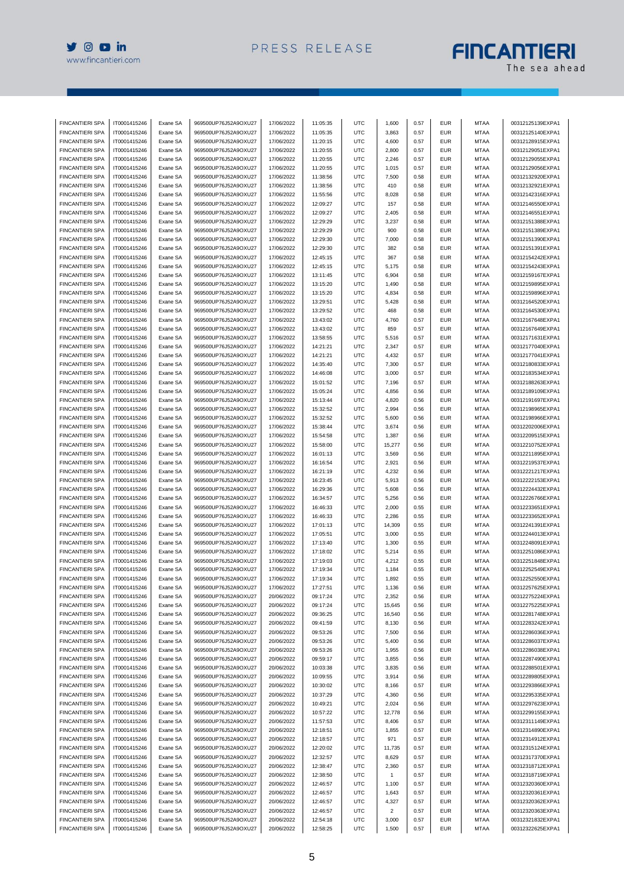| | | | | | | | | | | | |
|---|---|---|---|---|---|---|---|---|---|---|---|
| FINCANTIERI SPA | IT0001415246 | Exane SA | 969500UP76J52A9OXU27 | 17/06/2022 | 11:05:35 | UTC | 1,600 | 0.57 | EUR | MTAA | 00312125139EXPA1 |
| FINCANTIERI SPA | IT0001415246 | Exane SA | 969500UP76J52A9OXU27 | 17/06/2022 | 11:05:35 | UTC | 3,863 | 0.57 | EUR | MTAA | 00312125140EXPA1 |
| FINCANTIERI SPA | IT0001415246 | Exane SA | 969500UP76J52A9OXU27 | 17/06/2022 | 11:20:15 | UTC | 4,600 | 0.57 | EUR | MTAA | 00312128915EXPA1 |
| FINCANTIERI SPA | IT0001415246 | Exane SA | 969500UP76J52A9OXU27 | 17/06/2022 | 11:20:55 | UTC | 2,800 | 0.57 | EUR | MTAA | 00312129051EXPA1 |
| FINCANTIERI SPA | IT0001415246 | Exane SA | 969500UP76J52A9OXU27 | 17/06/2022 | 11:20:55 | UTC | 2,246 | 0.57 | EUR | MTAA | 00312129055EXPA1 |
| FINCANTIERI SPA | IT0001415246 | Exane SA | 969500UP76J52A9OXU27 | 17/06/2022 | 11:20:55 | UTC | 1,015 | 0.57 | EUR | MTAA | 00312129056EXPA1 |
| FINCANTIERI SPA | IT0001415246 | Exane SA | 969500UP76J52A9OXU27 | 17/06/2022 | 11:38:56 | UTC | 7,500 | 0.58 | EUR | MTAA | 00312132920EXPA1 |
| FINCANTIERI SPA | IT0001415246 | Exane SA | 969500UP76J52A9OXU27 | 17/06/2022 | 11:38:56 | UTC | 410 | 0.58 | EUR | MTAA | 00312132921EXPA1 |
| FINCANTIERI SPA | IT0001415246 | Exane SA | 969500UP76J52A9OXU27 | 17/06/2022 | 11:55:56 | UTC | 8,028 | 0.58 | EUR | MTAA | 00312142316EXPA1 |
| FINCANTIERI SPA | IT0001415246 | Exane SA | 969500UP76J52A9OXU27 | 17/06/2022 | 12:09:27 | UTC | 157 | 0.58 | EUR | MTAA | 00312146550EXPA1 |
| FINCANTIERI SPA | IT0001415246 | Exane SA | 969500UP76J52A9OXU27 | 17/06/2022 | 12:09:27 | UTC | 2,405 | 0.58 | EUR | MTAA | 00312146551EXPA1 |
| FINCANTIERI SPA | IT0001415246 | Exane SA | 969500UP76J52A9OXU27 | 17/06/2022 | 12:29:29 | UTC | 3,237 | 0.58 | EUR | MTAA | 00312151388EXPA1 |
| FINCANTIERI SPA | IT0001415246 | Exane SA | 969500UP76J52A9OXU27 | 17/06/2022 | 12:29:29 | UTC | 900 | 0.58 | EUR | MTAA | 00312151389EXPA1 |
| FINCANTIERI SPA | IT0001415246 | Exane SA | 969500UP76J52A9OXU27 | 17/06/2022 | 12:29:30 | UTC | 7,000 | 0.58 | EUR | MTAA | 00312151390EXPA1 |
| FINCANTIERI SPA | IT0001415246 | Exane SA | 969500UP76J52A9OXU27 | 17/06/2022 | 12:29:30 | UTC | 382 | 0.58 | EUR | MTAA | 00312151391EXPA1 |
| FINCANTIERI SPA | IT0001415246 | Exane SA | 969500UP76J52A9OXU27 | 17/06/2022 | 12:45:15 | UTC | 367 | 0.58 | EUR | MTAA | 00312154242EXPA1 |
| FINCANTIERI SPA | IT0001415246 | Exane SA | 969500UP76J52A9OXU27 | 17/06/2022 | 12:45:15 | UTC | 5,175 | 0.58 | EUR | MTAA | 00312154243EXPA1 |
| FINCANTIERI SPA | IT0001415246 | Exane SA | 969500UP76J52A9OXU27 | 17/06/2022 | 13:11:45 | UTC | 6,904 | 0.58 | EUR | MTAA | 00312159167EXPA1 |
| FINCANTIERI SPA | IT0001415246 | Exane SA | 969500UP76J52A9OXU27 | 17/06/2022 | 13:15:20 | UTC | 1,490 | 0.58 | EUR | MTAA | 00312159895EXPA1 |
| FINCANTIERI SPA | IT0001415246 | Exane SA | 969500UP76J52A9OXU27 | 17/06/2022 | 13:15:20 | UTC | 4,834 | 0.58 | EUR | MTAA | 00312159896EXPA1 |
| FINCANTIERI SPA | IT0001415246 | Exane SA | 969500UP76J52A9OXU27 | 17/06/2022 | 13:29:51 | UTC | 5,428 | 0.58 | EUR | MTAA | 00312164520EXPA1 |
| FINCANTIERI SPA | IT0001415246 | Exane SA | 969500UP76J52A9OXU27 | 17/06/2022 | 13:29:52 | UTC | 468 | 0.58 | EUR | MTAA | 00312164530EXPA1 |
| FINCANTIERI SPA | IT0001415246 | Exane SA | 969500UP76J52A9OXU27 | 17/06/2022 | 13:43:02 | UTC | 4,760 | 0.57 | EUR | MTAA | 00312167648EXPA1 |
| FINCANTIERI SPA | IT0001415246 | Exane SA | 969500UP76J52A9OXU27 | 17/06/2022 | 13:43:02 | UTC | 859 | 0.57 | EUR | MTAA | 00312167649EXPA1 |
| FINCANTIERI SPA | IT0001415246 | Exane SA | 969500UP76J52A9OXU27 | 17/06/2022 | 13:58:55 | UTC | 5,516 | 0.57 | EUR | MTAA | 00312171631EXPA1 |
| FINCANTIERI SPA | IT0001415246 | Exane SA | 969500UP76J52A9OXU27 | 17/06/2022 | 14:21:21 | UTC | 2,347 | 0.57 | EUR | MTAA | 00312177040EXPA1 |
| FINCANTIERI SPA | IT0001415246 | Exane SA | 969500UP76J52A9OXU27 | 17/06/2022 | 14:21:21 | UTC | 4,432 | 0.57 | EUR | MTAA | 00312177041EXPA1 |
| FINCANTIERI SPA | IT0001415246 | Exane SA | 969500UP76J52A9OXU27 | 17/06/2022 | 14:35:40 | UTC | 7,300 | 0.57 | EUR | MTAA | 00312180833EXPA1 |
| FINCANTIERI SPA | IT0001415246 | Exane SA | 969500UP76J52A9OXU27 | 17/06/2022 | 14:46:08 | UTC | 3,000 | 0.57 | EUR | MTAA | 00312183534EXPA1 |
| FINCANTIERI SPA | IT0001415246 | Exane SA | 969500UP76J52A9OXU27 | 17/06/2022 | 15:01:52 | UTC | 7,196 | 0.57 | EUR | MTAA | 00312188263EXPA1 |
| FINCANTIERI SPA | IT0001415246 | Exane SA | 969500UP76J52A9OXU27 | 17/06/2022 | 15:05:24 | UTC | 4,856 | 0.56 | EUR | MTAA | 00312189109EXPA1 |
| FINCANTIERI SPA | IT0001415246 | Exane SA | 969500UP76J52A9OXU27 | 17/06/2022 | 15:13:44 | UTC | 4,820 | 0.56 | EUR | MTAA | 00312191697EXPA1 |
| FINCANTIERI SPA | IT0001415246 | Exane SA | 969500UP76J52A9OXU27 | 17/06/2022 | 15:32:52 | UTC | 2,994 | 0.56 | EUR | MTAA | 00312198965EXPA1 |
| FINCANTIERI SPA | IT0001415246 | Exane SA | 969500UP76J52A9OXU27 | 17/06/2022 | 15:32:52 | UTC | 5,600 | 0.56 | EUR | MTAA | 00312198966EXPA1 |
| FINCANTIERI SPA | IT0001415246 | Exane SA | 969500UP76J52A9OXU27 | 17/06/2022 | 15:38:44 | UTC | 3,674 | 0.56 | EUR | MTAA | 00312202006EXPA1 |
| FINCANTIERI SPA | IT0001415246 | Exane SA | 969500UP76J52A9OXU27 | 17/06/2022 | 15:54:58 | UTC | 1,387 | 0.56 | EUR | MTAA | 00312209515EXPA1 |
| FINCANTIERI SPA | IT0001415246 | Exane SA | 969500UP76J52A9OXU27 | 17/06/2022 | 15:58:00 | UTC | 15,277 | 0.56 | EUR | MTAA | 00312210752EXPA1 |
| FINCANTIERI SPA | IT0001415246 | Exane SA | 969500UP76J52A9OXU27 | 17/06/2022 | 16:01:13 | UTC | 3,569 | 0.56 | EUR | MTAA | 00312211895EXPA1 |
| FINCANTIERI SPA | IT0001415246 | Exane SA | 969500UP76J52A9OXU27 | 17/06/2022 | 16:16:54 | UTC | 2,921 | 0.56 | EUR | MTAA | 00312219537EXPA1 |
| FINCANTIERI SPA | IT0001415246 | Exane SA | 969500UP76J52A9OXU27 | 17/06/2022 | 16:21:19 | UTC | 4,232 | 0.56 | EUR | MTAA | 00312221217EXPA1 |
| FINCANTIERI SPA | IT0001415246 | Exane SA | 969500UP76J52A9OXU27 | 17/06/2022 | 16:23:45 | UTC | 5,913 | 0.56 | EUR | MTAA | 00312222153EXPA1 |
| FINCANTIERI SPA | IT0001415246 | Exane SA | 969500UP76J52A9OXU27 | 17/06/2022 | 16:29:36 | UTC | 5,608 | 0.56 | EUR | MTAA | 00312224432EXPA1 |
| FINCANTIERI SPA | IT0001415246 | Exane SA | 969500UP76J52A9OXU27 | 17/06/2022 | 16:34:57 | UTC | 5,256 | 0.56 | EUR | MTAA | 00312226766EXPA1 |
| FINCANTIERI SPA | IT0001415246 | Exane SA | 969500UP76J52A9OXU27 | 17/06/2022 | 16:46:33 | UTC | 2,000 | 0.55 | EUR | MTAA | 00312233651EXPA1 |
| FINCANTIERI SPA | IT0001415246 | Exane SA | 969500UP76J52A9OXU27 | 17/06/2022 | 16:46:33 | UTC | 2,286 | 0.55 | EUR | MTAA | 00312233652EXPA1 |
| FINCANTIERI SPA | IT0001415246 | Exane SA | 969500UP76J52A9OXU27 | 17/06/2022 | 17:01:13 | UTC | 14,309 | 0.55 | EUR | MTAA | 00312241391EXPA1 |
| FINCANTIERI SPA | IT0001415246 | Exane SA | 969500UP76J52A9OXU27 | 17/06/2022 | 17:05:51 | UTC | 3,000 | 0.55 | EUR | MTAA | 00312244013EXPA1 |
| FINCANTIERI SPA | IT0001415246 | Exane SA | 969500UP76J52A9OXU27 | 17/06/2022 | 17:13:40 | UTC | 1,300 | 0.55 | EUR | MTAA | 00312248091EXPA1 |
| FINCANTIERI SPA | IT0001415246 | Exane SA | 969500UP76J52A9OXU27 | 17/06/2022 | 17:18:02 | UTC | 5,214 | 0.55 | EUR | MTAA | 00312251086EXPA1 |
| FINCANTIERI SPA | IT0001415246 | Exane SA | 969500UP76J52A9OXU27 | 17/06/2022 | 17:19:03 | UTC | 4,212 | 0.55 | EUR | MTAA | 00312251848EXPA1 |
| FINCANTIERI SPA | IT0001415246 | Exane SA | 969500UP76J52A9OXU27 | 17/06/2022 | 17:19:34 | UTC | 1,184 | 0.55 | EUR | MTAA | 00312252549EXPA1 |
| FINCANTIERI SPA | IT0001415246 | Exane SA | 969500UP76J52A9OXU27 | 17/06/2022 | 17:19:34 | UTC | 1,892 | 0.55 | EUR | MTAA | 00312252550EXPA1 |
| FINCANTIERI SPA | IT0001415246 | Exane SA | 969500UP76J52A9OXU27 | 17/06/2022 | 17:27:51 | UTC | 1,136 | 0.56 | EUR | MTAA | 00312257625EXPA1 |
| FINCANTIERI SPA | IT0001415246 | Exane SA | 969500UP76J52A9OXU27 | 20/06/2022 | 09:17:24 | UTC | 2,352 | 0.56 | EUR | MTAA | 00312275224EXPA1 |
| FINCANTIERI SPA | IT0001415246 | Exane SA | 969500UP76J52A9OXU27 | 20/06/2022 | 09:17:24 | UTC | 15,645 | 0.56 | EUR | MTAA | 00312275225EXPA1 |
| FINCANTIERI SPA | IT0001415246 | Exane SA | 969500UP76J52A9OXU27 | 20/06/2022 | 09:36:25 | UTC | 16,540 | 0.56 | EUR | MTAA | 00312281748EXPA1 |
| FINCANTIERI SPA | IT0001415246 | Exane SA | 969500UP76J52A9OXU27 | 20/06/2022 | 09:41:59 | UTC | 8,130 | 0.56 | EUR | MTAA | 00312283242EXPA1 |
| FINCANTIERI SPA | IT0001415246 | Exane SA | 969500UP76J52A9OXU27 | 20/06/2022 | 09:53:26 | UTC | 7,500 | 0.56 | EUR | MTAA | 00312286036EXPA1 |
| FINCANTIERI SPA | IT0001415246 | Exane SA | 969500UP76J52A9OXU27 | 20/06/2022 | 09:53:26 | UTC | 5,400 | 0.56 | EUR | MTAA | 00312286037EXPA1 |
| FINCANTIERI SPA | IT0001415246 | Exane SA | 969500UP76J52A9OXU27 | 20/06/2022 | 09:53:26 | UTC | 1,955 | 0.56 | EUR | MTAA | 00312286038EXPA1 |
| FINCANTIERI SPA | IT0001415246 | Exane SA | 969500UP76J52A9OXU27 | 20/06/2022 | 09:59:17 | UTC | 3,855 | 0.56 | EUR | MTAA | 00312287490EXPA1 |
| FINCANTIERI SPA | IT0001415246 | Exane SA | 969500UP76J52A9OXU27 | 20/06/2022 | 10:03:38 | UTC | 3,835 | 0.56 | EUR | MTAA | 00312288501EXPA1 |
| FINCANTIERI SPA | IT0001415246 | Exane SA | 969500UP76J52A9OXU27 | 20/06/2022 | 10:09:55 | UTC | 3,914 | 0.56 | EUR | MTAA | 00312289805EXPA1 |
| FINCANTIERI SPA | IT0001415246 | Exane SA | 969500UP76J52A9OXU27 | 20/06/2022 | 10:30:02 | UTC | 8,166 | 0.57 | EUR | MTAA | 00312293866EXPA1 |
| FINCANTIERI SPA | IT0001415246 | Exane SA | 969500UP76J52A9OXU27 | 20/06/2022 | 10:37:29 | UTC | 4,360 | 0.56 | EUR | MTAA | 00312295335EXPA1 |
| FINCANTIERI SPA | IT0001415246 | Exane SA | 969500UP76J52A9OXU27 | 20/06/2022 | 10:49:21 | UTC | 2,024 | 0.56 | EUR | MTAA | 00312297623EXPA1 |
| FINCANTIERI SPA | IT0001415246 | Exane SA | 969500UP76J52A9OXU27 | 20/06/2022 | 10:57:22 | UTC | 12,778 | 0.56 | EUR | MTAA | 00312299155EXPA1 |
| FINCANTIERI SPA | IT0001415246 | Exane SA | 969500UP76J52A9OXU27 | 20/06/2022 | 11:57:53 | UTC | 8,406 | 0.57 | EUR | MTAA | 00312311149EXPA1 |
| FINCANTIERI SPA | IT0001415246 | Exane SA | 969500UP76J52A9OXU27 | 20/06/2022 | 12:18:51 | UTC | 1,855 | 0.57 | EUR | MTAA | 00312314890EXPA1 |
| FINCANTIERI SPA | IT0001415246 | Exane SA | 969500UP76J52A9OXU27 | 20/06/2022 | 12:18:57 | UTC | 971 | 0.57 | EUR | MTAA | 00312314912EXPA1 |
| FINCANTIERI SPA | IT0001415246 | Exane SA | 969500UP76J52A9OXU27 | 20/06/2022 | 12:20:02 | UTC | 11,735 | 0.57 | EUR | MTAA | 00312315124EXPA1 |
| FINCANTIERI SPA | IT0001415246 | Exane SA | 969500UP76J52A9OXU27 | 20/06/2022 | 12:32:57 | UTC | 8,629 | 0.57 | EUR | MTAA | 00312317370EXPA1 |
| FINCANTIERI SPA | IT0001415246 | Exane SA | 969500UP76J52A9OXU27 | 20/06/2022 | 12:38:47 | UTC | 2,360 | 0.57 | EUR | MTAA | 00312318712EXPA1 |
| FINCANTIERI SPA | IT0001415246 | Exane SA | 969500UP76J52A9OXU27 | 20/06/2022 | 12:38:50 | UTC | 1 | 0.57 | EUR | MTAA | 00312318719EXPA1 |
| FINCANTIERI SPA | IT0001415246 | Exane SA | 969500UP76J52A9OXU27 | 20/06/2022 | 12:46:57 | UTC | 1,100 | 0.57 | EUR | MTAA | 00312320360EXPA1 |
| FINCANTIERI SPA | IT0001415246 | Exane SA | 969500UP76J52A9OXU27 | 20/06/2022 | 12:46:57 | UTC | 1,643 | 0.57 | EUR | MTAA | 00312320361EXPA1 |
| FINCANTIERI SPA | IT0001415246 | Exane SA | 969500UP76J52A9OXU27 | 20/06/2022 | 12:46:57 | UTC | 4,327 | 0.57 | EUR | MTAA | 00312320362EXPA1 |
| FINCANTIERI SPA | IT0001415246 | Exane SA | 969500UP76J52A9OXU27 | 20/06/2022 | 12:46:57 | UTC | 2 | 0.57 | EUR | MTAA | 00312320363EXPA1 |
| FINCANTIERI SPA | IT0001415246 | Exane SA | 969500UP76J52A9OXU27 | 20/06/2022 | 12:54:18 | UTC | 3,000 | 0.57 | EUR | MTAA | 00312321832EXPA1 |
| FINCANTIERI SPA | IT0001415246 | Exane SA | 969500UP76J52A9OXU27 | 20/06/2022 | 12:58:25 | UTC | 1,500 | 0.57 | EUR | MTAA | 00312322625EXPA1 |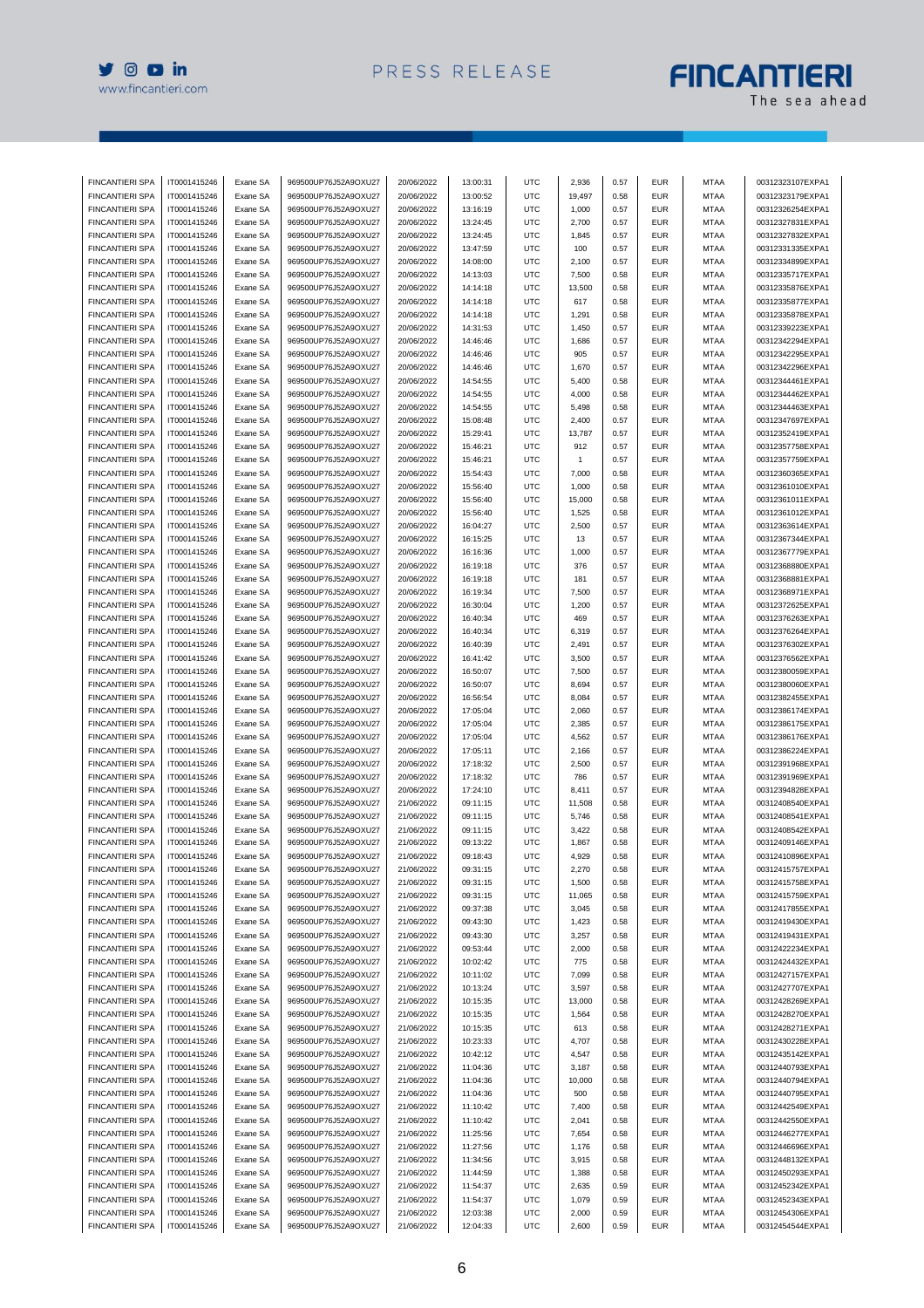| | | | | | | | | | | | |
|---|---|---|---|---|---|---|---|---|---|---|---|
| FINCANTIERI SPA | IT0001415246 | Exane SA | 969500UP76J52A9OXU27 | 20/06/2022 | 13:00:31 | UTC | 2,936 | 0.57 | EUR | MTAA | 00312323107EXPA1 |
| FINCANTIERI SPA | IT0001415246 | Exane SA | 969500UP76J52A9OXU27 | 20/06/2022 | 13:00:52 | UTC | 19,497 | 0.58 | EUR | MTAA | 00312323179EXPA1 |
| FINCANTIERI SPA | IT0001415246 | Exane SA | 969500UP76J52A9OXU27 | 20/06/2022 | 13:16:19 | UTC | 1,000 | 0.57 | EUR | MTAA | 00312326254EXPA1 |
| FINCANTIERI SPA | IT0001415246 | Exane SA | 969500UP76J52A9OXU27 | 20/06/2022 | 13:24:45 | UTC | 2,700 | 0.57 | EUR | MTAA | 00312327831EXPA1 |
| FINCANTIERI SPA | IT0001415246 | Exane SA | 969500UP76J52A9OXU27 | 20/06/2022 | 13:24:45 | UTC | 1,845 | 0.57 | EUR | MTAA | 00312327832EXPA1 |
| FINCANTIERI SPA | IT0001415246 | Exane SA | 969500UP76J52A9OXU27 | 20/06/2022 | 13:47:59 | UTC | 100 | 0.57 | EUR | MTAA | 00312331335EXPA1 |
| FINCANTIERI SPA | IT0001415246 | Exane SA | 969500UP76J52A9OXU27 | 20/06/2022 | 14:08:00 | UTC | 2,100 | 0.57 | EUR | MTAA | 00312334899EXPA1 |
| FINCANTIERI SPA | IT0001415246 | Exane SA | 969500UP76J52A9OXU27 | 20/06/2022 | 14:13:03 | UTC | 7,500 | 0.58 | EUR | MTAA | 00312335717EXPA1 |
| FINCANTIERI SPA | IT0001415246 | Exane SA | 969500UP76J52A9OXU27 | 20/06/2022 | 14:14:18 | UTC | 13,500 | 0.58 | EUR | MTAA | 00312335876EXPA1 |
| FINCANTIERI SPA | IT0001415246 | Exane SA | 969500UP76J52A9OXU27 | 20/06/2022 | 14:14:18 | UTC | 617 | 0.58 | EUR | MTAA | 00312335877EXPA1 |
| FINCANTIERI SPA | IT0001415246 | Exane SA | 969500UP76J52A9OXU27 | 20/06/2022 | 14:14:18 | UTC | 1,291 | 0.58 | EUR | MTAA | 00312335878EXPA1 |
| FINCANTIERI SPA | IT0001415246 | Exane SA | 969500UP76J52A9OXU27 | 20/06/2022 | 14:31:53 | UTC | 1,450 | 0.57 | EUR | MTAA | 00312339223EXPA1 |
| FINCANTIERI SPA | IT0001415246 | Exane SA | 969500UP76J52A9OXU27 | 20/06/2022 | 14:46:46 | UTC | 1,686 | 0.57 | EUR | MTAA | 00312342294EXPA1 |
| FINCANTIERI SPA | IT0001415246 | Exane SA | 969500UP76J52A9OXU27 | 20/06/2022 | 14:46:46 | UTC | 905 | 0.57 | EUR | MTAA | 00312342295EXPA1 |
| FINCANTIERI SPA | IT0001415246 | Exane SA | 969500UP76J52A9OXU27 | 20/06/2022 | 14:46:46 | UTC | 1,670 | 0.57 | EUR | MTAA | 00312342296EXPA1 |
| FINCANTIERI SPA | IT0001415246 | Exane SA | 969500UP76J52A9OXU27 | 20/06/2022 | 14:54:55 | UTC | 5,400 | 0.58 | EUR | MTAA | 00312344461EXPA1 |
| FINCANTIERI SPA | IT0001415246 | Exane SA | 969500UP76J52A9OXU27 | 20/06/2022 | 14:54:55 | UTC | 4,000 | 0.58 | EUR | MTAA | 00312344462EXPA1 |
| FINCANTIERI SPA | IT0001415246 | Exane SA | 969500UP76J52A9OXU27 | 20/06/2022 | 14:54:55 | UTC | 5,498 | 0.58 | EUR | MTAA | 00312344463EXPA1 |
| FINCANTIERI SPA | IT0001415246 | Exane SA | 969500UP76J52A9OXU27 | 20/06/2022 | 15:08:48 | UTC | 2,400 | 0.57 | EUR | MTAA | 00312347697EXPA1 |
| FINCANTIERI SPA | IT0001415246 | Exane SA | 969500UP76J52A9OXU27 | 20/06/2022 | 15:29:41 | UTC | 13,787 | 0.57 | EUR | MTAA | 00312352419EXPA1 |
| FINCANTIERI SPA | IT0001415246 | Exane SA | 969500UP76J52A9OXU27 | 20/06/2022 | 15:46:21 | UTC | 912 | 0.57 | EUR | MTAA | 00312357758EXPA1 |
| FINCANTIERI SPA | IT0001415246 | Exane SA | 969500UP76J52A9OXU27 | 20/06/2022 | 15:46:21 | UTC | 1 | 0.57 | EUR | MTAA | 00312357759EXPA1 |
| FINCANTIERI SPA | IT0001415246 | Exane SA | 969500UP76J52A9OXU27 | 20/06/2022 | 15:54:43 | UTC | 7,000 | 0.58 | EUR | MTAA | 00312360365EXPA1 |
| FINCANTIERI SPA | IT0001415246 | Exane SA | 969500UP76J52A9OXU27 | 20/06/2022 | 15:56:40 | UTC | 1,000 | 0.58 | EUR | MTAA | 00312361010EXPA1 |
| FINCANTIERI SPA | IT0001415246 | Exane SA | 969500UP76J52A9OXU27 | 20/06/2022 | 15:56:40 | UTC | 15,000 | 0.58 | EUR | MTAA | 00312361011EXPA1 |
| FINCANTIERI SPA | IT0001415246 | Exane SA | 969500UP76J52A9OXU27 | 20/06/2022 | 15:56:40 | UTC | 1,525 | 0.58 | EUR | MTAA | 00312361012EXPA1 |
| FINCANTIERI SPA | IT0001415246 | Exane SA | 969500UP76J52A9OXU27 | 20/06/2022 | 16:04:27 | UTC | 2,500 | 0.57 | EUR | MTAA | 00312363614EXPA1 |
| FINCANTIERI SPA | IT0001415246 | Exane SA | 969500UP76J52A9OXU27 | 20/06/2022 | 16:15:25 | UTC | 13 | 0.57 | EUR | MTAA | 00312367344EXPA1 |
| FINCANTIERI SPA | IT0001415246 | Exane SA | 969500UP76J52A9OXU27 | 20/06/2022 | 16:16:36 | UTC | 1,000 | 0.57 | EUR | MTAA | 00312367779EXPA1 |
| FINCANTIERI SPA | IT0001415246 | Exane SA | 969500UP76J52A9OXU27 | 20/06/2022 | 16:19:18 | UTC | 376 | 0.57 | EUR | MTAA | 00312368880EXPA1 |
| FINCANTIERI SPA | IT0001415246 | Exane SA | 969500UP76J52A9OXU27 | 20/06/2022 | 16:19:18 | UTC | 181 | 0.57 | EUR | MTAA | 00312368881EXPA1 |
| FINCANTIERI SPA | IT0001415246 | Exane SA | 969500UP76J52A9OXU27 | 20/06/2022 | 16:19:34 | UTC | 7,500 | 0.57 | EUR | MTAA | 00312368971EXPA1 |
| FINCANTIERI SPA | IT0001415246 | Exane SA | 969500UP76J52A9OXU27 | 20/06/2022 | 16:30:04 | UTC | 1,200 | 0.57 | EUR | MTAA | 00312372625EXPA1 |
| FINCANTIERI SPA | IT0001415246 | Exane SA | 969500UP76J52A9OXU27 | 20/06/2022 | 16:40:34 | UTC | 469 | 0.57 | EUR | MTAA | 00312376263EXPA1 |
| FINCANTIERI SPA | IT0001415246 | Exane SA | 969500UP76J52A9OXU27 | 20/06/2022 | 16:40:34 | UTC | 6,319 | 0.57 | EUR | MTAA | 00312376264EXPA1 |
| FINCANTIERI SPA | IT0001415246 | Exane SA | 969500UP76J52A9OXU27 | 20/06/2022 | 16:40:39 | UTC | 2,491 | 0.57 | EUR | MTAA | 00312376302EXPA1 |
| FINCANTIERI SPA | IT0001415246 | Exane SA | 969500UP76J52A9OXU27 | 20/06/2022 | 16:41:42 | UTC | 3,500 | 0.57 | EUR | MTAA | 00312376562EXPA1 |
| FINCANTIERI SPA | IT0001415246 | Exane SA | 969500UP76J52A9OXU27 | 20/06/2022 | 16:50:07 | UTC | 7,500 | 0.57 | EUR | MTAA | 00312380059EXPA1 |
| FINCANTIERI SPA | IT0001415246 | Exane SA | 969500UP76J52A9OXU27 | 20/06/2022 | 16:50:07 | UTC | 8,694 | 0.57 | EUR | MTAA | 00312380060EXPA1 |
| FINCANTIERI SPA | IT0001415246 | Exane SA | 969500UP76J52A9OXU27 | 20/06/2022 | 16:56:54 | UTC | 8,084 | 0.57 | EUR | MTAA | 00312382455EXPA1 |
| FINCANTIERI SPA | IT0001415246 | Exane SA | 969500UP76J52A9OXU27 | 20/06/2022 | 17:05:04 | UTC | 2,060 | 0.57 | EUR | MTAA | 00312386174EXPA1 |
| FINCANTIERI SPA | IT0001415246 | Exane SA | 969500UP76J52A9OXU27 | 20/06/2022 | 17:05:04 | UTC | 2,385 | 0.57 | EUR | MTAA | 00312386175EXPA1 |
| FINCANTIERI SPA | IT0001415246 | Exane SA | 969500UP76J52A9OXU27 | 20/06/2022 | 17:05:04 | UTC | 4,562 | 0.57 | EUR | MTAA | 00312386176EXPA1 |
| FINCANTIERI SPA | IT0001415246 | Exane SA | 969500UP76J52A9OXU27 | 20/06/2022 | 17:05:11 | UTC | 2,166 | 0.57 | EUR | MTAA | 00312386224EXPA1 |
| FINCANTIERI SPA | IT0001415246 | Exane SA | 969500UP76J52A9OXU27 | 20/06/2022 | 17:18:32 | UTC | 2,500 | 0.57 | EUR | MTAA | 00312391968EXPA1 |
| FINCANTIERI SPA | IT0001415246 | Exane SA | 969500UP76J52A9OXU27 | 20/06/2022 | 17:18:32 | UTC | 786 | 0.57 | EUR | MTAA | 00312391969EXPA1 |
| FINCANTIERI SPA | IT0001415246 | Exane SA | 969500UP76J52A9OXU27 | 20/06/2022 | 17:24:10 | UTC | 8,411 | 0.57 | EUR | MTAA | 00312394828EXPA1 |
| FINCANTIERI SPA | IT0001415246 | Exane SA | 969500UP76J52A9OXU27 | 21/06/2022 | 09:11:15 | UTC | 11,508 | 0.58 | EUR | MTAA | 00312408540EXPA1 |
| FINCANTIERI SPA | IT0001415246 | Exane SA | 969500UP76J52A9OXU27 | 21/06/2022 | 09:11:15 | UTC | 5,746 | 0.58 | EUR | MTAA | 00312408541EXPA1 |
| FINCANTIERI SPA | IT0001415246 | Exane SA | 969500UP76J52A9OXU27 | 21/06/2022 | 09:11:15 | UTC | 3,422 | 0.58 | EUR | MTAA | 00312408542EXPA1 |
| FINCANTIERI SPA | IT0001415246 | Exane SA | 969500UP76J52A9OXU27 | 21/06/2022 | 09:13:22 | UTC | 1,867 | 0.58 | EUR | MTAA | 00312409146EXPA1 |
| FINCANTIERI SPA | IT0001415246 | Exane SA | 969500UP76J52A9OXU27 | 21/06/2022 | 09:18:43 | UTC | 4,929 | 0.58 | EUR | MTAA | 00312410896EXPA1 |
| FINCANTIERI SPA | IT0001415246 | Exane SA | 969500UP76J52A9OXU27 | 21/06/2022 | 09:31:15 | UTC | 2,270 | 0.58 | EUR | MTAA | 00312415757EXPA1 |
| FINCANTIERI SPA | IT0001415246 | Exane SA | 969500UP76J52A9OXU27 | 21/06/2022 | 09:31:15 | UTC | 1,500 | 0.58 | EUR | MTAA | 00312415758EXPA1 |
| FINCANTIERI SPA | IT0001415246 | Exane SA | 969500UP76J52A9OXU27 | 21/06/2022 | 09:31:15 | UTC | 11,065 | 0.58 | EUR | MTAA | 00312415759EXPA1 |
| FINCANTIERI SPA | IT0001415246 | Exane SA | 969500UP76J52A9OXU27 | 21/06/2022 | 09:37:38 | UTC | 3,045 | 0.58 | EUR | MTAA | 00312417855EXPA1 |
| FINCANTIERI SPA | IT0001415246 | Exane SA | 969500UP76J52A9OXU27 | 21/06/2022 | 09:43:30 | UTC | 1,423 | 0.58 | EUR | MTAA | 00312419430EXPA1 |
| FINCANTIERI SPA | IT0001415246 | Exane SA | 969500UP76J52A9OXU27 | 21/06/2022 | 09:43:30 | UTC | 3,257 | 0.58 | EUR | MTAA | 00312419431EXPA1 |
| FINCANTIERI SPA | IT0001415246 | Exane SA | 969500UP76J52A9OXU27 | 21/06/2022 | 09:53:44 | UTC | 2,000 | 0.58 | EUR | MTAA | 00312422234EXPA1 |
| FINCANTIERI SPA | IT0001415246 | Exane SA | 969500UP76J52A9OXU27 | 21/06/2022 | 10:02:42 | UTC | 775 | 0.58 | EUR | MTAA | 00312424432EXPA1 |
| FINCANTIERI SPA | IT0001415246 | Exane SA | 969500UP76J52A9OXU27 | 21/06/2022 | 10:11:02 | UTC | 7,099 | 0.58 | EUR | MTAA | 00312427157EXPA1 |
| FINCANTIERI SPA | IT0001415246 | Exane SA | 969500UP76J52A9OXU27 | 21/06/2022 | 10:13:24 | UTC | 3,597 | 0.58 | EUR | MTAA | 00312427707EXPA1 |
| FINCANTIERI SPA | IT0001415246 | Exane SA | 969500UP76J52A9OXU27 | 21/06/2022 | 10:15:35 | UTC | 13,000 | 0.58 | EUR | MTAA | 00312428269EXPA1 |
| FINCANTIERI SPA | IT0001415246 | Exane SA | 969500UP76J52A9OXU27 | 21/06/2022 | 10:15:35 | UTC | 1,564 | 0.58 | EUR | MTAA | 00312428270EXPA1 |
| FINCANTIERI SPA | IT0001415246 | Exane SA | 969500UP76J52A9OXU27 | 21/06/2022 | 10:15:35 | UTC | 613 | 0.58 | EUR | MTAA | 00312428271EXPA1 |
| FINCANTIERI SPA | IT0001415246 | Exane SA | 969500UP76J52A9OXU27 | 21/06/2022 | 10:23:33 | UTC | 4,707 | 0.58 | EUR | MTAA | 00312430228EXPA1 |
| FINCANTIERI SPA | IT0001415246 | Exane SA | 969500UP76J52A9OXU27 | 21/06/2022 | 10:42:12 | UTC | 4,547 | 0.58 | EUR | MTAA | 00312435142EXPA1 |
| FINCANTIERI SPA | IT0001415246 | Exane SA | 969500UP76J52A9OXU27 | 21/06/2022 | 11:04:36 | UTC | 3,187 | 0.58 | EUR | MTAA | 00312440793EXPA1 |
| FINCANTIERI SPA | IT0001415246 | Exane SA | 969500UP76J52A9OXU27 | 21/06/2022 | 11:04:36 | UTC | 10,000 | 0.58 | EUR | MTAA | 00312440794EXPA1 |
| FINCANTIERI SPA | IT0001415246 | Exane SA | 969500UP76J52A9OXU27 | 21/06/2022 | 11:04:36 | UTC | 500 | 0.58 | EUR | MTAA | 00312440795EXPA1 |
| FINCANTIERI SPA | IT0001415246 | Exane SA | 969500UP76J52A9OXU27 | 21/06/2022 | 11:10:42 | UTC | 7,400 | 0.58 | EUR | MTAA | 00312442549EXPA1 |
| FINCANTIERI SPA | IT0001415246 | Exane SA | 969500UP76J52A9OXU27 | 21/06/2022 | 11:10:42 | UTC | 2,041 | 0.58 | EUR | MTAA | 00312442550EXPA1 |
| FINCANTIERI SPA | IT0001415246 | Exane SA | 969500UP76J52A9OXU27 | 21/06/2022 | 11:25:56 | UTC | 7,654 | 0.58 | EUR | MTAA | 00312446277EXPA1 |
| FINCANTIERI SPA | IT0001415246 | Exane SA | 969500UP76J52A9OXU27 | 21/06/2022 | 11:27:56 | UTC | 1,176 | 0.58 | EUR | MTAA | 00312446696EXPA1 |
| FINCANTIERI SPA | IT0001415246 | Exane SA | 969500UP76J52A9OXU27 | 21/06/2022 | 11:34:56 | UTC | 3,915 | 0.58 | EUR | MTAA | 00312448132EXPA1 |
| FINCANTIERI SPA | IT0001415246 | Exane SA | 969500UP76J52A9OXU27 | 21/06/2022 | 11:44:59 | UTC | 1,388 | 0.58 | EUR | MTAA | 00312450293EXPA1 |
| FINCANTIERI SPA | IT0001415246 | Exane SA | 969500UP76J52A9OXU27 | 21/06/2022 | 11:54:37 | UTC | 2,635 | 0.59 | EUR | MTAA | 00312452342EXPA1 |
| FINCANTIERI SPA | IT0001415246 | Exane SA | 969500UP76J52A9OXU27 | 21/06/2022 | 11:54:37 | UTC | 1,079 | 0.59 | EUR | MTAA | 00312452343EXPA1 |
| FINCANTIERI SPA | IT0001415246 | Exane SA | 969500UP76J52A9OXU27 | 21/06/2022 | 12:03:38 | UTC | 2,000 | 0.59 | EUR | MTAA | 00312454306EXPA1 |
| FINCANTIERI SPA | IT0001415246 | Exane SA | 969500UP76J52A9OXU27 | 21/06/2022 | 12:04:33 | UTC | 2,600 | 0.59 | EUR | MTAA | 00312454544EXPA1 |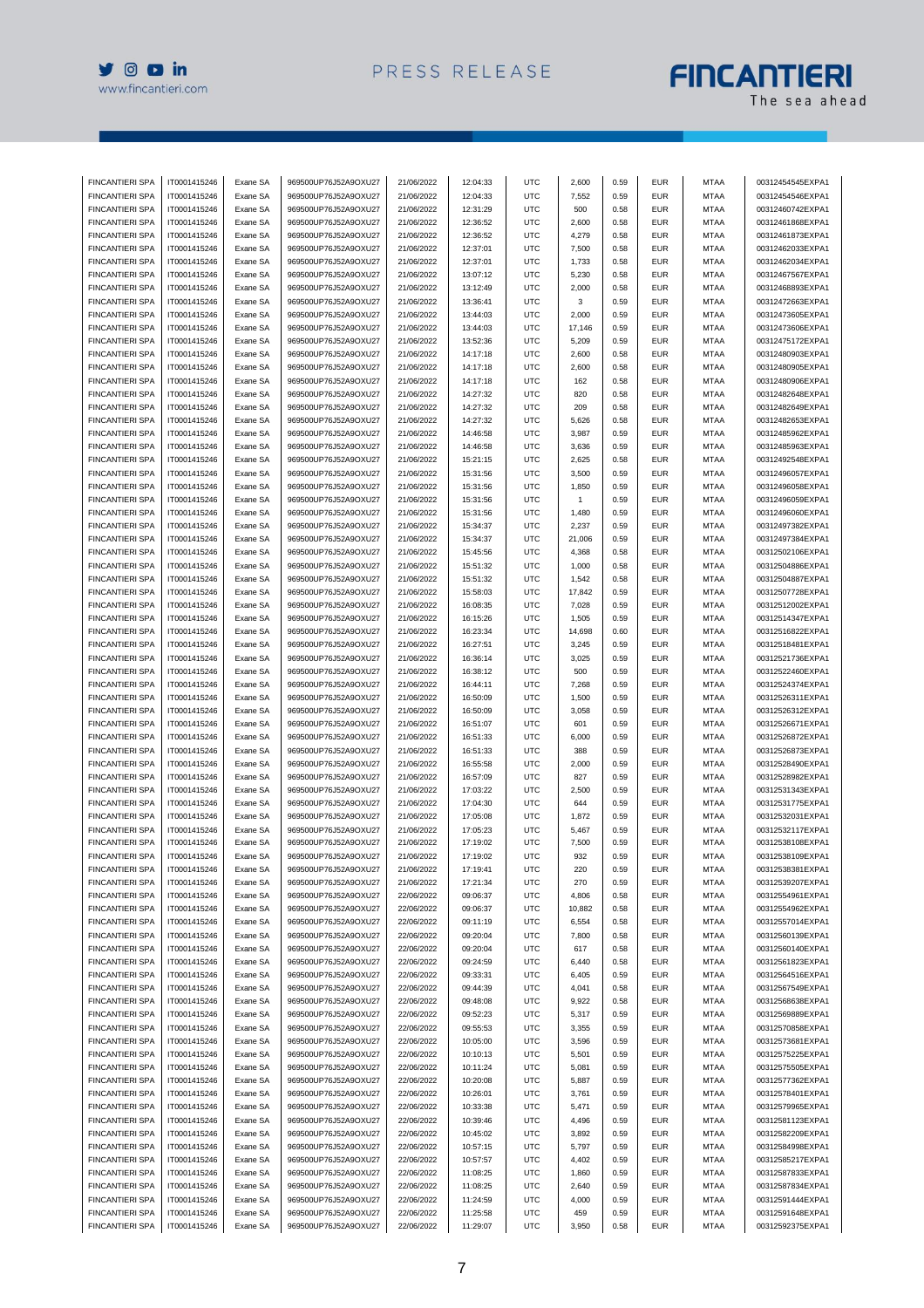| FINCANTIERI SPA | IT0001415246 | Exane SA | 969500UP76J52A9OXU27 | 21/06/2022 | 12:04:33 | UTC | 2,600 | 0.59 | EUR | MTAA | 00312454545EXPA1 |
|---|---|---|---|---|---|---|---|---|---|---|---|
| FINCANTIERI SPA | IT0001415246 | Exane SA | 969500UP76J52A9OXU27 | 21/06/2022 | 12:04:33 | UTC | 7,552 | 0.59 | EUR | MTAA | 00312454546EXPA1 |
| FINCANTIERI SPA | IT0001415246 | Exane SA | 969500UP76J52A9OXU27 | 21/06/2022 | 12:31:29 | UTC | 500 | 0.58 | EUR | MTAA | 00312460742EXPA1 |
| FINCANTIERI SPA | IT0001415246 | Exane SA | 969500UP76J52A9OXU27 | 21/06/2022 | 12:36:52 | UTC | 2,600 | 0.58 | EUR | MTAA | 00312461868EXPA1 |
| FINCANTIERI SPA | IT0001415246 | Exane SA | 969500UP76J52A9OXU27 | 21/06/2022 | 12:36:52 | UTC | 4,279 | 0.58 | EUR | MTAA | 00312461873EXPA1 |
| FINCANTIERI SPA | IT0001415246 | Exane SA | 969500UP76J52A9OXU27 | 21/06/2022 | 12:37:01 | UTC | 7,500 | 0.58 | EUR | MTAA | 00312462033EXPA1 |
| FINCANTIERI SPA | IT0001415246 | Exane SA | 969500UP76J52A9OXU27 | 21/06/2022 | 12:37:01 | UTC | 1,733 | 0.58 | EUR | MTAA | 00312462034EXPA1 |
| FINCANTIERI SPA | IT0001415246 | Exane SA | 969500UP76J52A9OXU27 | 21/06/2022 | 13:07:12 | UTC | 5,230 | 0.58 | EUR | MTAA | 00312467567EXPA1 |
| FINCANTIERI SPA | IT0001415246 | Exane SA | 969500UP76J52A9OXU27 | 21/06/2022 | 13:12:49 | UTC | 2,000 | 0.58 | EUR | MTAA | 00312468893EXPA1 |
| FINCANTIERI SPA | IT0001415246 | Exane SA | 969500UP76J52A9OXU27 | 21/06/2022 | 13:36:41 | UTC | 3 | 0.59 | EUR | MTAA | 00312472663EXPA1 |
| FINCANTIERI SPA | IT0001415246 | Exane SA | 969500UP76J52A9OXU27 | 21/06/2022 | 13:44:03 | UTC | 2,000 | 0.59 | EUR | MTAA | 00312473605EXPA1 |
| FINCANTIERI SPA | IT0001415246 | Exane SA | 969500UP76J52A9OXU27 | 21/06/2022 | 13:44:03 | UTC | 17,146 | 0.59 | EUR | MTAA | 00312473606EXPA1 |
| FINCANTIERI SPA | IT0001415246 | Exane SA | 969500UP76J52A9OXU27 | 21/06/2022 | 13:52:36 | UTC | 5,209 | 0.59 | EUR | MTAA | 00312475172EXPA1 |
| FINCANTIERI SPA | IT0001415246 | Exane SA | 969500UP76J52A9OXU27 | 21/06/2022 | 14:17:18 | UTC | 2,600 | 0.58 | EUR | MTAA | 00312480903EXPA1 |
| FINCANTIERI SPA | IT0001415246 | Exane SA | 969500UP76J52A9OXU27 | 21/06/2022 | 14:17:18 | UTC | 2,600 | 0.58 | EUR | MTAA | 00312480905EXPA1 |
| FINCANTIERI SPA | IT0001415246 | Exane SA | 969500UP76J52A9OXU27 | 21/06/2022 | 14:17:18 | UTC | 162 | 0.58 | EUR | MTAA | 00312480906EXPA1 |
| FINCANTIERI SPA | IT0001415246 | Exane SA | 969500UP76J52A9OXU27 | 21/06/2022 | 14:27:32 | UTC | 820 | 0.58 | EUR | MTAA | 00312482648EXPA1 |
| FINCANTIERI SPA | IT0001415246 | Exane SA | 969500UP76J52A9OXU27 | 21/06/2022 | 14:27:32 | UTC | 209 | 0.58 | EUR | MTAA | 00312482649EXPA1 |
| FINCANTIERI SPA | IT0001415246 | Exane SA | 969500UP76J52A9OXU27 | 21/06/2022 | 14:27:32 | UTC | 5,626 | 0.58 | EUR | MTAA | 00312482653EXPA1 |
| FINCANTIERI SPA | IT0001415246 | Exane SA | 969500UP76J52A9OXU27 | 21/06/2022 | 14:46:58 | UTC | 3,987 | 0.59 | EUR | MTAA | 00312485962EXPA1 |
| FINCANTIERI SPA | IT0001415246 | Exane SA | 969500UP76J52A9OXU27 | 21/06/2022 | 14:46:58 | UTC | 3,636 | 0.59 | EUR | MTAA | 00312485963EXPA1 |
| FINCANTIERI SPA | IT0001415246 | Exane SA | 969500UP76J52A9OXU27 | 21/06/2022 | 15:21:15 | UTC | 2,625 | 0.58 | EUR | MTAA | 00312492548EXPA1 |
| FINCANTIERI SPA | IT0001415246 | Exane SA | 969500UP76J52A9OXU27 | 21/06/2022 | 15:31:56 | UTC | 3,500 | 0.59 | EUR | MTAA | 00312496057EXPA1 |
| FINCANTIERI SPA | IT0001415246 | Exane SA | 969500UP76J52A9OXU27 | 21/06/2022 | 15:31:56 | UTC | 1,850 | 0.59 | EUR | MTAA | 00312496058EXPA1 |
| FINCANTIERI SPA | IT0001415246 | Exane SA | 969500UP76J52A9OXU27 | 21/06/2022 | 15:31:56 | UTC | 1 | 0.59 | EUR | MTAA | 00312496059EXPA1 |
| FINCANTIERI SPA | IT0001415246 | Exane SA | 969500UP76J52A9OXU27 | 21/06/2022 | 15:31:56 | UTC | 1,480 | 0.59 | EUR | MTAA | 00312496060EXPA1 |
| FINCANTIERI SPA | IT0001415246 | Exane SA | 969500UP76J52A9OXU27 | 21/06/2022 | 15:34:37 | UTC | 2,237 | 0.59 | EUR | MTAA | 00312497382EXPA1 |
| FINCANTIERI SPA | IT0001415246 | Exane SA | 969500UP76J52A9OXU27 | 21/06/2022 | 15:34:37 | UTC | 21,006 | 0.59 | EUR | MTAA | 00312497384EXPA1 |
| FINCANTIERI SPA | IT0001415246 | Exane SA | 969500UP76J52A9OXU27 | 21/06/2022 | 15:45:56 | UTC | 4,368 | 0.58 | EUR | MTAA | 00312502106EXPA1 |
| FINCANTIERI SPA | IT0001415246 | Exane SA | 969500UP76J52A9OXU27 | 21/06/2022 | 15:51:32 | UTC | 1,000 | 0.58 | EUR | MTAA | 00312504886EXPA1 |
| FINCANTIERI SPA | IT0001415246 | Exane SA | 969500UP76J52A9OXU27 | 21/06/2022 | 15:51:32 | UTC | 1,542 | 0.58 | EUR | MTAA | 00312504887EXPA1 |
| FINCANTIERI SPA | IT0001415246 | Exane SA | 969500UP76J52A9OXU27 | 21/06/2022 | 15:58:03 | UTC | 17,842 | 0.59 | EUR | MTAA | 00312507728EXPA1 |
| FINCANTIERI SPA | IT0001415246 | Exane SA | 969500UP76J52A9OXU27 | 21/06/2022 | 16:08:35 | UTC | 7,028 | 0.59 | EUR | MTAA | 00312512002EXPA1 |
| FINCANTIERI SPA | IT0001415246 | Exane SA | 969500UP76J52A9OXU27 | 21/06/2022 | 16:15:26 | UTC | 1,505 | 0.59 | EUR | MTAA | 00312514347EXPA1 |
| FINCANTIERI SPA | IT0001415246 | Exane SA | 969500UP76J52A9OXU27 | 21/06/2022 | 16:23:34 | UTC | 14,698 | 0.60 | EUR | MTAA | 00312516822EXPA1 |
| FINCANTIERI SPA | IT0001415246 | Exane SA | 969500UP76J52A9OXU27 | 21/06/2022 | 16:27:51 | UTC | 3,245 | 0.59 | EUR | MTAA | 00312518481EXPA1 |
| FINCANTIERI SPA | IT0001415246 | Exane SA | 969500UP76J52A9OXU27 | 21/06/2022 | 16:36:14 | UTC | 3,025 | 0.59 | EUR | MTAA | 00312521736EXPA1 |
| FINCANTIERI SPA | IT0001415246 | Exane SA | 969500UP76J52A9OXU27 | 21/06/2022 | 16:38:12 | UTC | 500 | 0.59 | EUR | MTAA | 00312522460EXPA1 |
| FINCANTIERI SPA | IT0001415246 | Exane SA | 969500UP76J52A9OXU27 | 21/06/2022 | 16:44:11 | UTC | 7,268 | 0.59 | EUR | MTAA | 00312524374EXPA1 |
| FINCANTIERI SPA | IT0001415246 | Exane SA | 969500UP76J52A9OXU27 | 21/06/2022 | 16:50:09 | UTC | 1,500 | 0.59 | EUR | MTAA | 00312526311EXPA1 |
| FINCANTIERI SPA | IT0001415246 | Exane SA | 969500UP76J52A9OXU27 | 21/06/2022 | 16:50:09 | UTC | 3,058 | 0.59 | EUR | MTAA | 00312526312EXPA1 |
| FINCANTIERI SPA | IT0001415246 | Exane SA | 969500UP76J52A9OXU27 | 21/06/2022 | 16:51:07 | UTC | 601 | 0.59 | EUR | MTAA | 00312526671EXPA1 |
| FINCANTIERI SPA | IT0001415246 | Exane SA | 969500UP76J52A9OXU27 | 21/06/2022 | 16:51:33 | UTC | 6,000 | 0.59 | EUR | MTAA | 00312526872EXPA1 |
| FINCANTIERI SPA | IT0001415246 | Exane SA | 969500UP76J52A9OXU27 | 21/06/2022 | 16:51:33 | UTC | 388 | 0.59 | EUR | MTAA | 00312526873EXPA1 |
| FINCANTIERI SPA | IT0001415246 | Exane SA | 969500UP76J52A9OXU27 | 21/06/2022 | 16:55:58 | UTC | 2,000 | 0.59 | EUR | MTAA | 00312528490EXPA1 |
| FINCANTIERI SPA | IT0001415246 | Exane SA | 969500UP76J52A9OXU27 | 21/06/2022 | 16:57:09 | UTC | 827 | 0.59 | EUR | MTAA | 00312528982EXPA1 |
| FINCANTIERI SPA | IT0001415246 | Exane SA | 969500UP76J52A9OXU27 | 21/06/2022 | 17:03:22 | UTC | 2,500 | 0.59 | EUR | MTAA | 00312531343EXPA1 |
| FINCANTIERI SPA | IT0001415246 | Exane SA | 969500UP76J52A9OXU27 | 21/06/2022 | 17:04:30 | UTC | 644 | 0.59 | EUR | MTAA | 00312531775EXPA1 |
| FINCANTIERI SPA | IT0001415246 | Exane SA | 969500UP76J52A9OXU27 | 21/06/2022 | 17:05:08 | UTC | 1,872 | 0.59 | EUR | MTAA | 00312532031EXPA1 |
| FINCANTIERI SPA | IT0001415246 | Exane SA | 969500UP76J52A9OXU27 | 21/06/2022 | 17:05:23 | UTC | 5,467 | 0.59 | EUR | MTAA | 00312532117EXPA1 |
| FINCANTIERI SPA | IT0001415246 | Exane SA | 969500UP76J52A9OXU27 | 21/06/2022 | 17:19:02 | UTC | 7,500 | 0.59 | EUR | MTAA | 00312538108EXPA1 |
| FINCANTIERI SPA | IT0001415246 | Exane SA | 969500UP76J52A9OXU27 | 21/06/2022 | 17:19:02 | UTC | 932 | 0.59 | EUR | MTAA | 00312538109EXPA1 |
| FINCANTIERI SPA | IT0001415246 | Exane SA | 969500UP76J52A9OXU27 | 21/06/2022 | 17:19:41 | UTC | 220 | 0.59 | EUR | MTAA | 00312538381EXPA1 |
| FINCANTIERI SPA | IT0001415246 | Exane SA | 969500UP76J52A9OXU27 | 21/06/2022 | 17:21:34 | UTC | 270 | 0.59 | EUR | MTAA | 00312539207EXPA1 |
| FINCANTIERI SPA | IT0001415246 | Exane SA | 969500UP76J52A9OXU27 | 22/06/2022 | 09:06:37 | UTC | 4,806 | 0.58 | EUR | MTAA | 00312554961EXPA1 |
| FINCANTIERI SPA | IT0001415246 | Exane SA | 969500UP76J52A9OXU27 | 22/06/2022 | 09:06:37 | UTC | 10,882 | 0.58 | EUR | MTAA | 00312554962EXPA1 |
| FINCANTIERI SPA | IT0001415246 | Exane SA | 969500UP76J52A9OXU27 | 22/06/2022 | 09:11:19 | UTC | 6,554 | 0.58 | EUR | MTAA | 00312557014EXPA1 |
| FINCANTIERI SPA | IT0001415246 | Exane SA | 969500UP76J52A9OXU27 | 22/06/2022 | 09:20:04 | UTC | 7,800 | 0.58 | EUR | MTAA | 00312560139EXPA1 |
| FINCANTIERI SPA | IT0001415246 | Exane SA | 969500UP76J52A9OXU27 | 22/06/2022 | 09:20:04 | UTC | 617 | 0.58 | EUR | MTAA | 00312560140EXPA1 |
| FINCANTIERI SPA | IT0001415246 | Exane SA | 969500UP76J52A9OXU27 | 22/06/2022 | 09:24:59 | UTC | 6,440 | 0.58 | EUR | MTAA | 00312561823EXPA1 |
| FINCANTIERI SPA | IT0001415246 | Exane SA | 969500UP76J52A9OXU27 | 22/06/2022 | 09:33:31 | UTC | 6,405 | 0.59 | EUR | MTAA | 00312564516EXPA1 |
| FINCANTIERI SPA | IT0001415246 | Exane SA | 969500UP76J52A9OXU27 | 22/06/2022 | 09:44:39 | UTC | 4,041 | 0.58 | EUR | MTAA | 00312567549EXPA1 |
| FINCANTIERI SPA | IT0001415246 | Exane SA | 969500UP76J52A9OXU27 | 22/06/2022 | 09:48:08 | UTC | 9,922 | 0.58 | EUR | MTAA | 00312568638EXPA1 |
| FINCANTIERI SPA | IT0001415246 | Exane SA | 969500UP76J52A9OXU27 | 22/06/2022 | 09:52:23 | UTC | 5,317 | 0.59 | EUR | MTAA | 00312569889EXPA1 |
| FINCANTIERI SPA | IT0001415246 | Exane SA | 969500UP76J52A9OXU27 | 22/06/2022 | 09:55:53 | UTC | 3,355 | 0.59 | EUR | MTAA | 00312570858EXPA1 |
| FINCANTIERI SPA | IT0001415246 | Exane SA | 969500UP76J52A9OXU27 | 22/06/2022 | 10:05:00 | UTC | 3,596 | 0.59 | EUR | MTAA | 00312573681EXPA1 |
| FINCANTIERI SPA | IT0001415246 | Exane SA | 969500UP76J52A9OXU27 | 22/06/2022 | 10:10:13 | UTC | 5,501 | 0.59 | EUR | MTAA | 00312575225EXPA1 |
| FINCANTIERI SPA | IT0001415246 | Exane SA | 969500UP76J52A9OXU27 | 22/06/2022 | 10:11:24 | UTC | 5,081 | 0.59 | EUR | MTAA | 00312575505EXPA1 |
| FINCANTIERI SPA | IT0001415246 | Exane SA | 969500UP76J52A9OXU27 | 22/06/2022 | 10:20:08 | UTC | 5,887 | 0.59 | EUR | MTAA | 00312577362EXPA1 |
| FINCANTIERI SPA | IT0001415246 | Exane SA | 969500UP76J52A9OXU27 | 22/06/2022 | 10:26:01 | UTC | 3,761 | 0.59 | EUR | MTAA | 00312578401EXPA1 |
| FINCANTIERI SPA | IT0001415246 | Exane SA | 969500UP76J52A9OXU27 | 22/06/2022 | 10:33:38 | UTC | 5,471 | 0.59 | EUR | MTAA | 00312579965EXPA1 |
| FINCANTIERI SPA | IT0001415246 | Exane SA | 969500UP76J52A9OXU27 | 22/06/2022 | 10:39:46 | UTC | 4,496 | 0.59 | EUR | MTAA | 00312581123EXPA1 |
| FINCANTIERI SPA | IT0001415246 | Exane SA | 969500UP76J52A9OXU27 | 22/06/2022 | 10:45:02 | UTC | 3,892 | 0.59 | EUR | MTAA | 00312582209EXPA1 |
| FINCANTIERI SPA | IT0001415246 | Exane SA | 969500UP76J52A9OXU27 | 22/06/2022 | 10:57:15 | UTC | 5,797 | 0.59 | EUR | MTAA | 00312584998EXPA1 |
| FINCANTIERI SPA | IT0001415246 | Exane SA | 969500UP76J52A9OXU27 | 22/06/2022 | 10:57:57 | UTC | 4,402 | 0.59 | EUR | MTAA | 00312585217EXPA1 |
| FINCANTIERI SPA | IT0001415246 | Exane SA | 969500UP76J52A9OXU27 | 22/06/2022 | 11:08:25 | UTC | 1,860 | 0.59 | EUR | MTAA | 00312587833EXPA1 |
| FINCANTIERI SPA | IT0001415246 | Exane SA | 969500UP76J52A9OXU27 | 22/06/2022 | 11:08:25 | UTC | 2,640 | 0.59 | EUR | MTAA | 00312587834EXPA1 |
| FINCANTIERI SPA | IT0001415246 | Exane SA | 969500UP76J52A9OXU27 | 22/06/2022 | 11:24:59 | UTC | 4,000 | 0.59 | EUR | MTAA | 00312591444EXPA1 |
| FINCANTIERI SPA | IT0001415246 | Exane SA | 969500UP76J52A9OXU27 | 22/06/2022 | 11:25:58 | UTC | 459 | 0.59 | EUR | MTAA | 00312591648EXPA1 |
| FINCANTIERI SPA | IT0001415246 | Exane SA | 969500UP76J52A9OXU27 | 22/06/2022 | 11:29:07 | UTC | 3,950 | 0.58 | EUR | MTAA | 00312592375EXPA1 |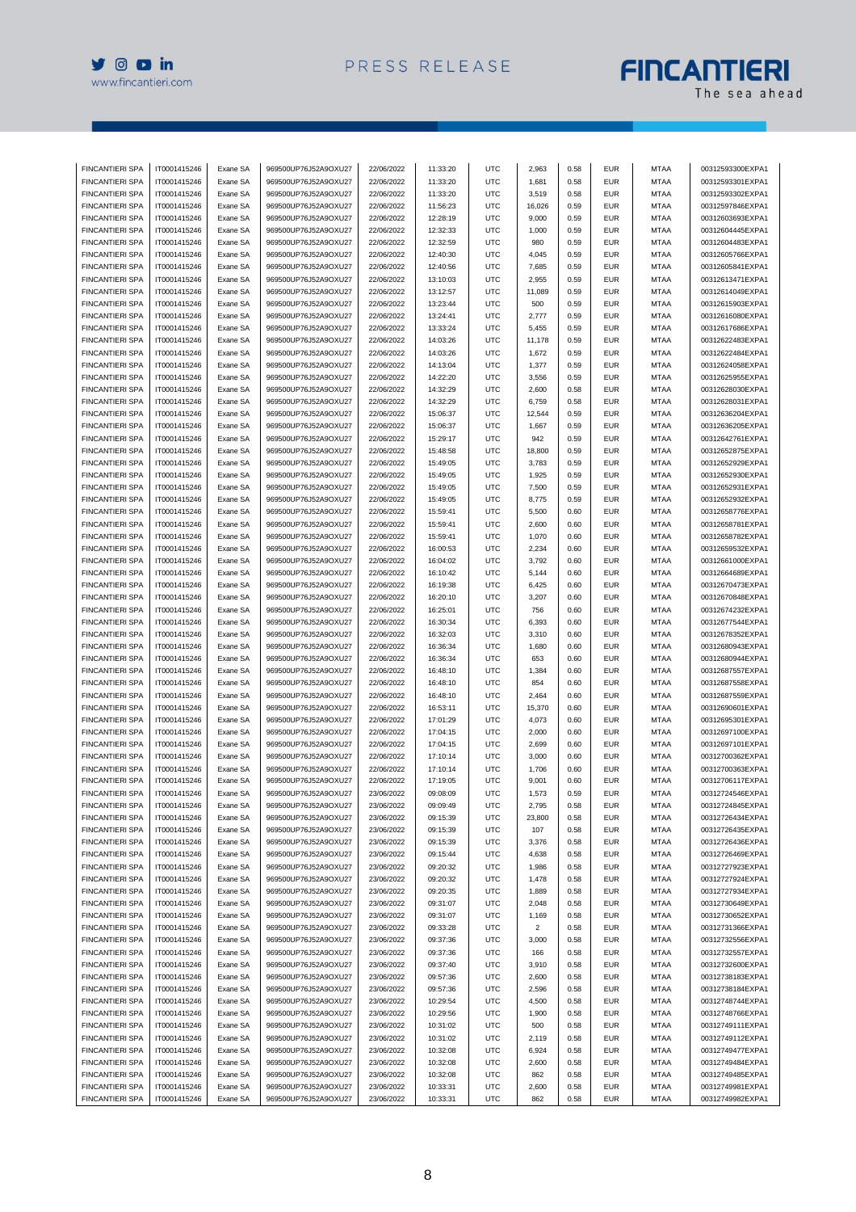| | | | | | | | | | | | |
|---|---|---|---|---|---|---|---|---|---|---|---|
| FINCANTIERI SPA | IT0001415246 | Exane SA | 969500UP76J52A9OXU27 | 22/06/2022 | 11:33:20 | UTC | 2,963 | 0.58 | EUR | MTAA | 00312593300EXPA1 |
| FINCANTIERI SPA | IT0001415246 | Exane SA | 969500UP76J52A9OXU27 | 22/06/2022 | 11:33:20 | UTC | 1,681 | 0.58 | EUR | MTAA | 00312593301EXPA1 |
| FINCANTIERI SPA | IT0001415246 | Exane SA | 969500UP76J52A9OXU27 | 22/06/2022 | 11:33:20 | UTC | 3,519 | 0.58 | EUR | MTAA | 00312593302EXPA1 |
| FINCANTIERI SPA | IT0001415246 | Exane SA | 969500UP76J52A9OXU27 | 22/06/2022 | 11:56:23 | UTC | 16,026 | 0.59 | EUR | MTAA | 00312597846EXPA1 |
| FINCANTIERI SPA | IT0001415246 | Exane SA | 969500UP76J52A9OXU27 | 22/06/2022 | 12:28:19 | UTC | 9,000 | 0.59 | EUR | MTAA | 00312603693EXPA1 |
| FINCANTIERI SPA | IT0001415246 | Exane SA | 969500UP76J52A9OXU27 | 22/06/2022 | 12:32:33 | UTC | 1,000 | 0.59 | EUR | MTAA | 00312604445EXPA1 |
| FINCANTIERI SPA | IT0001415246 | Exane SA | 969500UP76J52A9OXU27 | 22/06/2022 | 12:32:59 | UTC | 980 | 0.59 | EUR | MTAA | 00312604483EXPA1 |
| FINCANTIERI SPA | IT0001415246 | Exane SA | 969500UP76J52A9OXU27 | 22/06/2022 | 12:40:30 | UTC | 4,045 | 0.59 | EUR | MTAA | 00312605766EXPA1 |
| FINCANTIERI SPA | IT0001415246 | Exane SA | 969500UP76J52A9OXU27 | 22/06/2022 | 12:40:56 | UTC | 7,685 | 0.59 | EUR | MTAA | 00312605841EXPA1 |
| FINCANTIERI SPA | IT0001415246 | Exane SA | 969500UP76J52A9OXU27 | 22/06/2022 | 13:10:03 | UTC | 2,955 | 0.59 | EUR | MTAA | 00312613471EXPA1 |
| FINCANTIERI SPA | IT0001415246 | Exane SA | 969500UP76J52A9OXU27 | 22/06/2022 | 13:12:57 | UTC | 11,089 | 0.59 | EUR | MTAA | 00312614049EXPA1 |
| FINCANTIERI SPA | IT0001415246 | Exane SA | 969500UP76J52A9OXU27 | 22/06/2022 | 13:23:44 | UTC | 500 | 0.59 | EUR | MTAA | 00312615903EXPA1 |
| FINCANTIERI SPA | IT0001415246 | Exane SA | 969500UP76J52A9OXU27 | 22/06/2022 | 13:24:41 | UTC | 2,777 | 0.59 | EUR | MTAA | 00312616080EXPA1 |
| FINCANTIERI SPA | IT0001415246 | Exane SA | 969500UP76J52A9OXU27 | 22/06/2022 | 13:33:24 | UTC | 5,455 | 0.59 | EUR | MTAA | 00312617686EXPA1 |
| FINCANTIERI SPA | IT0001415246 | Exane SA | 969500UP76J52A9OXU27 | 22/06/2022 | 14:03:26 | UTC | 11,178 | 0.59 | EUR | MTAA | 00312622483EXPA1 |
| FINCANTIERI SPA | IT0001415246 | Exane SA | 969500UP76J52A9OXU27 | 22/06/2022 | 14:03:26 | UTC | 1,672 | 0.59 | EUR | MTAA | 00312622484EXPA1 |
| FINCANTIERI SPA | IT0001415246 | Exane SA | 969500UP76J52A9OXU27 | 22/06/2022 | 14:13:04 | UTC | 1,377 | 0.59 | EUR | MTAA | 00312624058EXPA1 |
| FINCANTIERI SPA | IT0001415246 | Exane SA | 969500UP76J52A9OXU27 | 22/06/2022 | 14:22:20 | UTC | 3,556 | 0.59 | EUR | MTAA | 00312625955EXPA1 |
| FINCANTIERI SPA | IT0001415246 | Exane SA | 969500UP76J52A9OXU27 | 22/06/2022 | 14:32:29 | UTC | 2,600 | 0.58 | EUR | MTAA | 00312628030EXPA1 |
| FINCANTIERI SPA | IT0001415246 | Exane SA | 969500UP76J52A9OXU27 | 22/06/2022 | 14:32:29 | UTC | 6,759 | 0.58 | EUR | MTAA | 00312628031EXPA1 |
| FINCANTIERI SPA | IT0001415246 | Exane SA | 969500UP76J52A9OXU27 | 22/06/2022 | 15:06:37 | UTC | 12,544 | 0.59 | EUR | MTAA | 00312636204EXPA1 |
| FINCANTIERI SPA | IT0001415246 | Exane SA | 969500UP76J52A9OXU27 | 22/06/2022 | 15:06:37 | UTC | 1,667 | 0.59 | EUR | MTAA | 00312636205EXPA1 |
| FINCANTIERI SPA | IT0001415246 | Exane SA | 969500UP76J52A9OXU27 | 22/06/2022 | 15:29:17 | UTC | 942 | 0.59 | EUR | MTAA | 00312642761EXPA1 |
| FINCANTIERI SPA | IT0001415246 | Exane SA | 969500UP76J52A9OXU27 | 22/06/2022 | 15:48:58 | UTC | 18,800 | 0.59 | EUR | MTAA | 00312652875EXPA1 |
| FINCANTIERI SPA | IT0001415246 | Exane SA | 969500UP76J52A9OXU27 | 22/06/2022 | 15:49:05 | UTC | 3,783 | 0.59 | EUR | MTAA | 00312652929EXPA1 |
| FINCANTIERI SPA | IT0001415246 | Exane SA | 969500UP76J52A9OXU27 | 22/06/2022 | 15:49:05 | UTC | 1,925 | 0.59 | EUR | MTAA | 00312652930EXPA1 |
| FINCANTIERI SPA | IT0001415246 | Exane SA | 969500UP76J52A9OXU27 | 22/06/2022 | 15:49:05 | UTC | 7,500 | 0.59 | EUR | MTAA | 00312652931EXPA1 |
| FINCANTIERI SPA | IT0001415246 | Exane SA | 969500UP76J52A9OXU27 | 22/06/2022 | 15:49:05 | UTC | 8,775 | 0.59 | EUR | MTAA | 00312652932EXPA1 |
| FINCANTIERI SPA | IT0001415246 | Exane SA | 969500UP76J52A9OXU27 | 22/06/2022 | 15:59:41 | UTC | 5,500 | 0.60 | EUR | MTAA | 00312658776EXPA1 |
| FINCANTIERI SPA | IT0001415246 | Exane SA | 969500UP76J52A9OXU27 | 22/06/2022 | 15:59:41 | UTC | 2,600 | 0.60 | EUR | MTAA | 00312658781EXPA1 |
| FINCANTIERI SPA | IT0001415246 | Exane SA | 969500UP76J52A9OXU27 | 22/06/2022 | 15:59:41 | UTC | 1,070 | 0.60 | EUR | MTAA | 00312658782EXPA1 |
| FINCANTIERI SPA | IT0001415246 | Exane SA | 969500UP76J52A9OXU27 | 22/06/2022 | 16:00:53 | UTC | 2,234 | 0.60 | EUR | MTAA | 00312659532EXPA1 |
| FINCANTIERI SPA | IT0001415246 | Exane SA | 969500UP76J52A9OXU27 | 22/06/2022 | 16:04:02 | UTC | 3,792 | 0.60 | EUR | MTAA | 00312661000EXPA1 |
| FINCANTIERI SPA | IT0001415246 | Exane SA | 969500UP76J52A9OXU27 | 22/06/2022 | 16:10:42 | UTC | 5,144 | 0.60 | EUR | MTAA | 00312664689EXPA1 |
| FINCANTIERI SPA | IT0001415246 | Exane SA | 969500UP76J52A9OXU27 | 22/06/2022 | 16:19:38 | UTC | 6,425 | 0.60 | EUR | MTAA | 00312670473EXPA1 |
| FINCANTIERI SPA | IT0001415246 | Exane SA | 969500UP76J52A9OXU27 | 22/06/2022 | 16:20:10 | UTC | 3,207 | 0.60 | EUR | MTAA | 00312670848EXPA1 |
| FINCANTIERI SPA | IT0001415246 | Exane SA | 969500UP76J52A9OXU27 | 22/06/2022 | 16:25:01 | UTC | 756 | 0.60 | EUR | MTAA | 00312674232EXPA1 |
| FINCANTIERI SPA | IT0001415246 | Exane SA | 969500UP76J52A9OXU27 | 22/06/2022 | 16:30:34 | UTC | 6,393 | 0.60 | EUR | MTAA | 00312677544EXPA1 |
| FINCANTIERI SPA | IT0001415246 | Exane SA | 969500UP76J52A9OXU27 | 22/06/2022 | 16:32:03 | UTC | 3,310 | 0.60 | EUR | MTAA | 00312678352EXPA1 |
| FINCANTIERI SPA | IT0001415246 | Exane SA | 969500UP76J52A9OXU27 | 22/06/2022 | 16:36:34 | UTC | 1,680 | 0.60 | EUR | MTAA | 00312680943EXPA1 |
| FINCANTIERI SPA | IT0001415246 | Exane SA | 969500UP76J52A9OXU27 | 22/06/2022 | 16:36:34 | UTC | 653 | 0.60 | EUR | MTAA | 00312680944EXPA1 |
| FINCANTIERI SPA | IT0001415246 | Exane SA | 969500UP76J52A9OXU27 | 22/06/2022 | 16:48:10 | UTC | 1,384 | 0.60 | EUR | MTAA | 00312687557EXPA1 |
| FINCANTIERI SPA | IT0001415246 | Exane SA | 969500UP76J52A9OXU27 | 22/06/2022 | 16:48:10 | UTC | 854 | 0.60 | EUR | MTAA | 00312687558EXPA1 |
| FINCANTIERI SPA | IT0001415246 | Exane SA | 969500UP76J52A9OXU27 | 22/06/2022 | 16:48:10 | UTC | 2,464 | 0.60 | EUR | MTAA | 00312687559EXPA1 |
| FINCANTIERI SPA | IT0001415246 | Exane SA | 969500UP76J52A9OXU27 | 22/06/2022 | 16:53:11 | UTC | 15,370 | 0.60 | EUR | MTAA | 00312690601EXPA1 |
| FINCANTIERI SPA | IT0001415246 | Exane SA | 969500UP76J52A9OXU27 | 22/06/2022 | 17:01:29 | UTC | 4,073 | 0.60 | EUR | MTAA | 00312695301EXPA1 |
| FINCANTIERI SPA | IT0001415246 | Exane SA | 969500UP76J52A9OXU27 | 22/06/2022 | 17:04:15 | UTC | 2,000 | 0.60 | EUR | MTAA | 00312697100EXPA1 |
| FINCANTIERI SPA | IT0001415246 | Exane SA | 969500UP76J52A9OXU27 | 22/06/2022 | 17:04:15 | UTC | 2,699 | 0.60 | EUR | MTAA | 00312697101EXPA1 |
| FINCANTIERI SPA | IT0001415246 | Exane SA | 969500UP76J52A9OXU27 | 22/06/2022 | 17:10:14 | UTC | 3,000 | 0.60 | EUR | MTAA | 00312700362EXPA1 |
| FINCANTIERI SPA | IT0001415246 | Exane SA | 969500UP76J52A9OXU27 | 22/06/2022 | 17:10:14 | UTC | 1,706 | 0.60 | EUR | MTAA | 00312700363EXPA1 |
| FINCANTIERI SPA | IT0001415246 | Exane SA | 969500UP76J52A9OXU27 | 22/06/2022 | 17:19:05 | UTC | 9,001 | 0.60 | EUR | MTAA | 00312706117EXPA1 |
| FINCANTIERI SPA | IT0001415246 | Exane SA | 969500UP76J52A9OXU27 | 23/06/2022 | 09:08:09 | UTC | 1,573 | 0.59 | EUR | MTAA | 00312724546EXPA1 |
| FINCANTIERI SPA | IT0001415246 | Exane SA | 969500UP76J52A9OXU27 | 23/06/2022 | 09:09:49 | UTC | 2,795 | 0.58 | EUR | MTAA | 00312724845EXPA1 |
| FINCANTIERI SPA | IT0001415246 | Exane SA | 969500UP76J52A9OXU27 | 23/06/2022 | 09:15:39 | UTC | 23,800 | 0.58 | EUR | MTAA | 00312726434EXPA1 |
| FINCANTIERI SPA | IT0001415246 | Exane SA | 969500UP76J52A9OXU27 | 23/06/2022 | 09:15:39 | UTC | 107 | 0.58 | EUR | MTAA | 00312726435EXPA1 |
| FINCANTIERI SPA | IT0001415246 | Exane SA | 969500UP76J52A9OXU27 | 23/06/2022 | 09:15:39 | UTC | 3,376 | 0.58 | EUR | MTAA | 00312726436EXPA1 |
| FINCANTIERI SPA | IT0001415246 | Exane SA | 969500UP76J52A9OXU27 | 23/06/2022 | 09:15:44 | UTC | 4,638 | 0.58 | EUR | MTAA | 00312726469EXPA1 |
| FINCANTIERI SPA | IT0001415246 | Exane SA | 969500UP76J52A9OXU27 | 23/06/2022 | 09:20:32 | UTC | 1,986 | 0.58 | EUR | MTAA | 00312727923EXPA1 |
| FINCANTIERI SPA | IT0001415246 | Exane SA | 969500UP76J52A9OXU27 | 23/06/2022 | 09:20:32 | UTC | 1,478 | 0.58 | EUR | MTAA | 00312727924EXPA1 |
| FINCANTIERI SPA | IT0001415246 | Exane SA | 969500UP76J52A9OXU27 | 23/06/2022 | 09:20:35 | UTC | 1,889 | 0.58 | EUR | MTAA | 00312727934EXPA1 |
| FINCANTIERI SPA | IT0001415246 | Exane SA | 969500UP76J52A9OXU27 | 23/06/2022 | 09:31:07 | UTC | 2,048 | 0.58 | EUR | MTAA | 00312730649EXPA1 |
| FINCANTIERI SPA | IT0001415246 | Exane SA | 969500UP76J52A9OXU27 | 23/06/2022 | 09:31:07 | UTC | 1,169 | 0.58 | EUR | MTAA | 00312730652EXPA1 |
| FINCANTIERI SPA | IT0001415246 | Exane SA | 969500UP76J52A9OXU27 | 23/06/2022 | 09:33:28 | UTC | 2 | 0.58 | EUR | MTAA | 00312731366EXPA1 |
| FINCANTIERI SPA | IT0001415246 | Exane SA | 969500UP76J52A9OXU27 | 23/06/2022 | 09:37:36 | UTC | 3,000 | 0.58 | EUR | MTAA | 00312732556EXPA1 |
| FINCANTIERI SPA | IT0001415246 | Exane SA | 969500UP76J52A9OXU27 | 23/06/2022 | 09:37:36 | UTC | 166 | 0.58 | EUR | MTAA | 00312732557EXPA1 |
| FINCANTIERI SPA | IT0001415246 | Exane SA | 969500UP76J52A9OXU27 | 23/06/2022 | 09:37:40 | UTC | 3,910 | 0.58 | EUR | MTAA | 00312732600EXPA1 |
| FINCANTIERI SPA | IT0001415246 | Exane SA | 969500UP76J52A9OXU27 | 23/06/2022 | 09:57:36 | UTC | 2,600 | 0.58 | EUR | MTAA | 00312738183EXPA1 |
| FINCANTIERI SPA | IT0001415246 | Exane SA | 969500UP76J52A9OXU27 | 23/06/2022 | 09:57:36 | UTC | 2,596 | 0.58 | EUR | MTAA | 00312738184EXPA1 |
| FINCANTIERI SPA | IT0001415246 | Exane SA | 969500UP76J52A9OXU27 | 23/06/2022 | 10:29:54 | UTC | 4,500 | 0.58 | EUR | MTAA | 00312748744EXPA1 |
| FINCANTIERI SPA | IT0001415246 | Exane SA | 969500UP76J52A9OXU27 | 23/06/2022 | 10:29:56 | UTC | 1,900 | 0.58 | EUR | MTAA | 00312748766EXPA1 |
| FINCANTIERI SPA | IT0001415246 | Exane SA | 969500UP76J52A9OXU27 | 23/06/2022 | 10:31:02 | UTC | 500 | 0.58 | EUR | MTAA | 00312749111EXPA1 |
| FINCANTIERI SPA | IT0001415246 | Exane SA | 969500UP76J52A9OXU27 | 23/06/2022 | 10:31:02 | UTC | 2,119 | 0.58 | EUR | MTAA | 00312749112EXPA1 |
| FINCANTIERI SPA | IT0001415246 | Exane SA | 969500UP76J52A9OXU27 | 23/06/2022 | 10:32:08 | UTC | 6,924 | 0.58 | EUR | MTAA | 00312749477EXPA1 |
| FINCANTIERI SPA | IT0001415246 | Exane SA | 969500UP76J52A9OXU27 | 23/06/2022 | 10:32:08 | UTC | 2,600 | 0.58 | EUR | MTAA | 00312749484EXPA1 |
| FINCANTIERI SPA | IT0001415246 | Exane SA | 969500UP76J52A9OXU27 | 23/06/2022 | 10:32:08 | UTC | 862 | 0.58 | EUR | MTAA | 00312749485EXPA1 |
| FINCANTIERI SPA | IT0001415246 | Exane SA | 969500UP76J52A9OXU27 | 23/06/2022 | 10:33:31 | UTC | 2,600 | 0.58 | EUR | MTAA | 00312749981EXPA1 |
| FINCANTIERI SPA | IT0001415246 | Exane SA | 969500UP76J52A9OXU27 | 23/06/2022 | 10:33:31 | UTC | 862 | 0.58 | EUR | MTAA | 00312749982EXPA1 |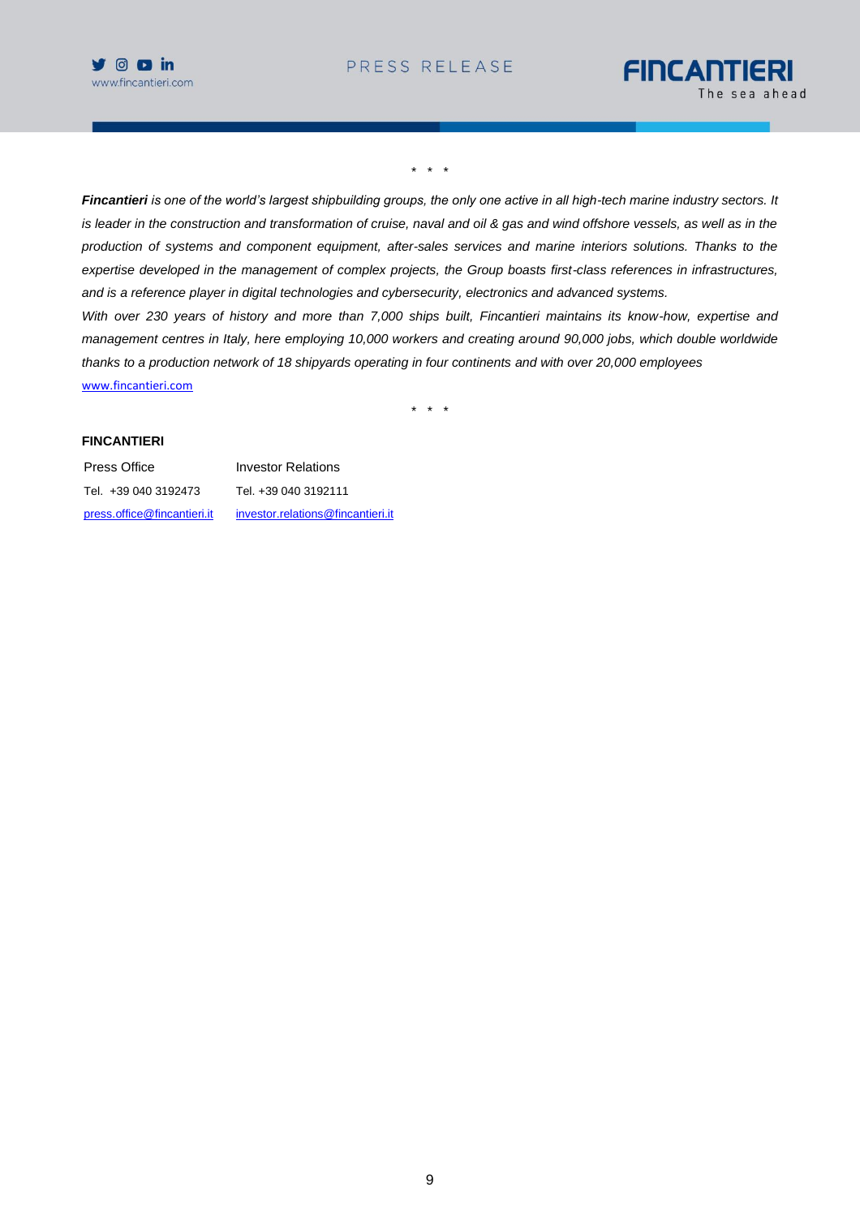\* \* \*

***Fincantieri** is one of the world's largest shipbuilding groups, the only one active in all high-tech marine industry sectors. It is leader in the construction and transformation of cruise, naval and oil & gas and wind offshore vessels, as well as in the production of systems and component equipment, after-sales services and marine interiors solutions. Thanks to the expertise developed in the management of complex projects, the Group boasts first-class references in infrastructures, and is a reference player in digital technologies and cybersecurity, electronics and advanced systems.*

*With over 230 years of history and more than 7,000 ships built, Fincantieri maintains its know-how, expertise and management centres in Italy, here employing 10,000 workers and creating around 90,000 jobs, which double worldwide thanks to a production network of 18 shipyards operating in four continents and with over 20,000 employees*

www.fincantieri.com

\* \* \*

**FINCANTIERI**

| Press Office | Investor Relations |
|---|---|
| Tel. +39 040 3192473 | Tel. +39 040 3192111 |
| press.office@fincantieri.it | investor.relations@fincantieri.it |